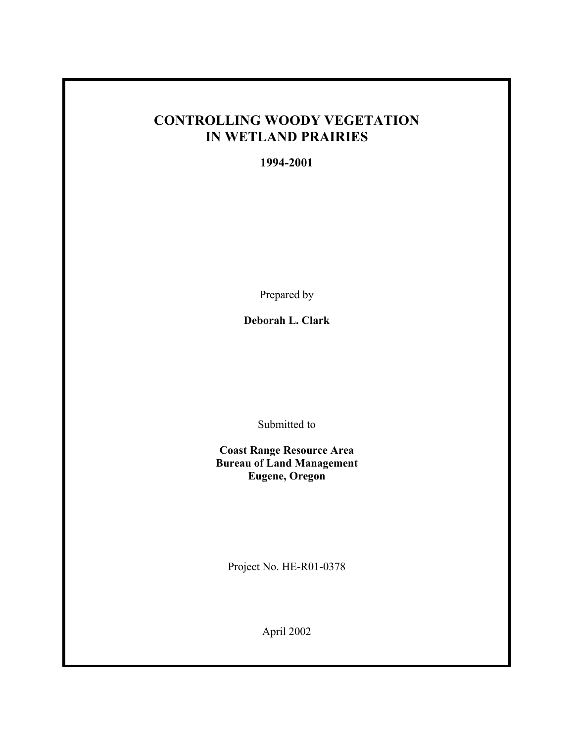# CONTROLLING WOODY VEGETATION IN WETLAND PRAIRIES

**1994-2001**

Prepared by

**Deborah L. Clark**

Submitted to

**Coast Range Resource Area**
**Bureau of Land Management**
**Eugene, Oregon**

Project No. HE-R01-0378

April 2002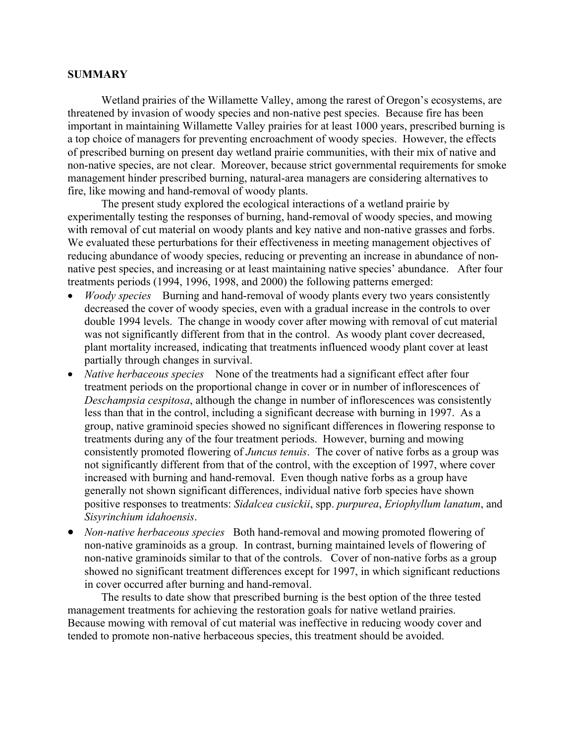## SUMMARY

Wetland prairies of the Willamette Valley, among the rarest of Oregon's ecosystems, are threatened by invasion of woody species and non-native pest species. Because fire has been important in maintaining Willamette Valley prairies for at least 1000 years, prescribed burning is a top choice of managers for preventing encroachment of woody species. However, the effects of prescribed burning on present day wetland prairie communities, with their mix of native and non-native species, are not clear. Moreover, because strict governmental requirements for smoke management hinder prescribed burning, natural-area managers are considering alternatives to fire, like mowing and hand-removal of woody plants.

The present study explored the ecological interactions of a wetland prairie by experimentally testing the responses of burning, hand-removal of woody species, and mowing with removal of cut material on woody plants and key native and non-native grasses and forbs. We evaluated these perturbations for their effectiveness in meeting management objectives of reducing abundance of woody species, reducing or preventing an increase in abundance of non-native pest species, and increasing or at least maintaining native species' abundance. After four treatments periods (1994, 1996, 1998, and 2000) the following patterns emerged:

- *Woody species* Burning and hand-removal of woody plants every two years consistently decreased the cover of woody species, even with a gradual increase in the controls to over double 1994 levels. The change in woody cover after mowing with removal of cut material was not significantly different from that in the control. As woody plant cover decreased, plant mortality increased, indicating that treatments influenced woody plant cover at least partially through changes in survival.
- *Native herbaceous species* None of the treatments had a significant effect after four treatment periods on the proportional change in cover or in number of inflorescences of *Deschampsia cespitosa*, although the change in number of inflorescences was consistently less than that in the control, including a significant decrease with burning in 1997. As a group, native graminoid species showed no significant differences in flowering response to treatments during any of the four treatment periods. However, burning and mowing consistently promoted flowering of *Juncus tenuis*. The cover of native forbs as a group was not significantly different from that of the control, with the exception of 1997, where cover increased with burning and hand-removal. Even though native forbs as a group have generally not shown significant differences, individual native forb species have shown positive responses to treatments: *Sidalcea cusickii*, spp. *purpurea*, *Eriophyllum lanatum*, and *Sisyrinchium idahoensis*.
- *Non-native herbaceous species* Both hand-removal and mowing promoted flowering of non-native graminoids as a group. In contrast, burning maintained levels of flowering of non-native graminoids similar to that of the controls. Cover of non-native forbs as a group showed no significant treatment differences except for 1997, in which significant reductions in cover occurred after burning and hand-removal.

The results to date show that prescribed burning is the best option of the three tested management treatments for achieving the restoration goals for native wetland prairies. Because mowing with removal of cut material was ineffective in reducing woody cover and tended to promote non-native herbaceous species, this treatment should be avoided.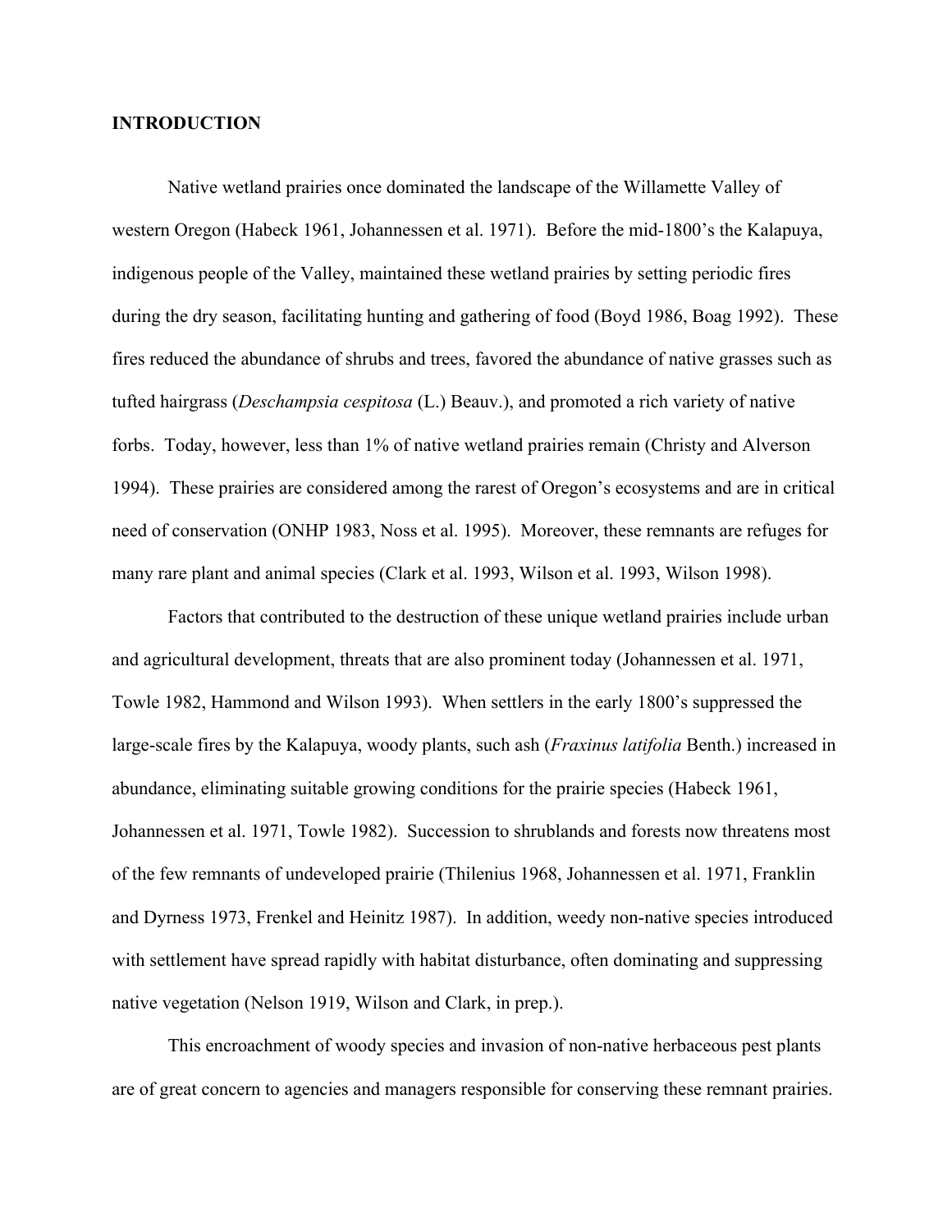## INTRODUCTION

Native wetland prairies once dominated the landscape of the Willamette Valley of western Oregon (Habeck 1961, Johannessen et al. 1971). Before the mid-1800's the Kalapuya, indigenous people of the Valley, maintained these wetland prairies by setting periodic fires during the dry season, facilitating hunting and gathering of food (Boyd 1986, Boag 1992). These fires reduced the abundance of shrubs and trees, favored the abundance of native grasses such as tufted hairgrass (*Deschampsia cespitosa* (L.) Beauv.), and promoted a rich variety of native forbs. Today, however, less than 1% of native wetland prairies remain (Christy and Alverson 1994). These prairies are considered among the rarest of Oregon's ecosystems and are in critical need of conservation (ONHP 1983, Noss et al. 1995). Moreover, these remnants are refuges for many rare plant and animal species (Clark et al. 1993, Wilson et al. 1993, Wilson 1998).

Factors that contributed to the destruction of these unique wetland prairies include urban and agricultural development, threats that are also prominent today (Johannessen et al. 1971, Towle 1982, Hammond and Wilson 1993). When settlers in the early 1800's suppressed the large-scale fires by the Kalapuya, woody plants, such ash (*Fraxinus latifolia* Benth.) increased in abundance, eliminating suitable growing conditions for the prairie species (Habeck 1961, Johannessen et al. 1971, Towle 1982). Succession to shrublands and forests now threatens most of the few remnants of undeveloped prairie (Thilenius 1968, Johannessen et al. 1971, Franklin and Dyrness 1973, Frenkel and Heinitz 1987). In addition, weedy non-native species introduced with settlement have spread rapidly with habitat disturbance, often dominating and suppressing native vegetation (Nelson 1919, Wilson and Clark, in prep.).

This encroachment of woody species and invasion of non-native herbaceous pest plants are of great concern to agencies and managers responsible for conserving these remnant prairies.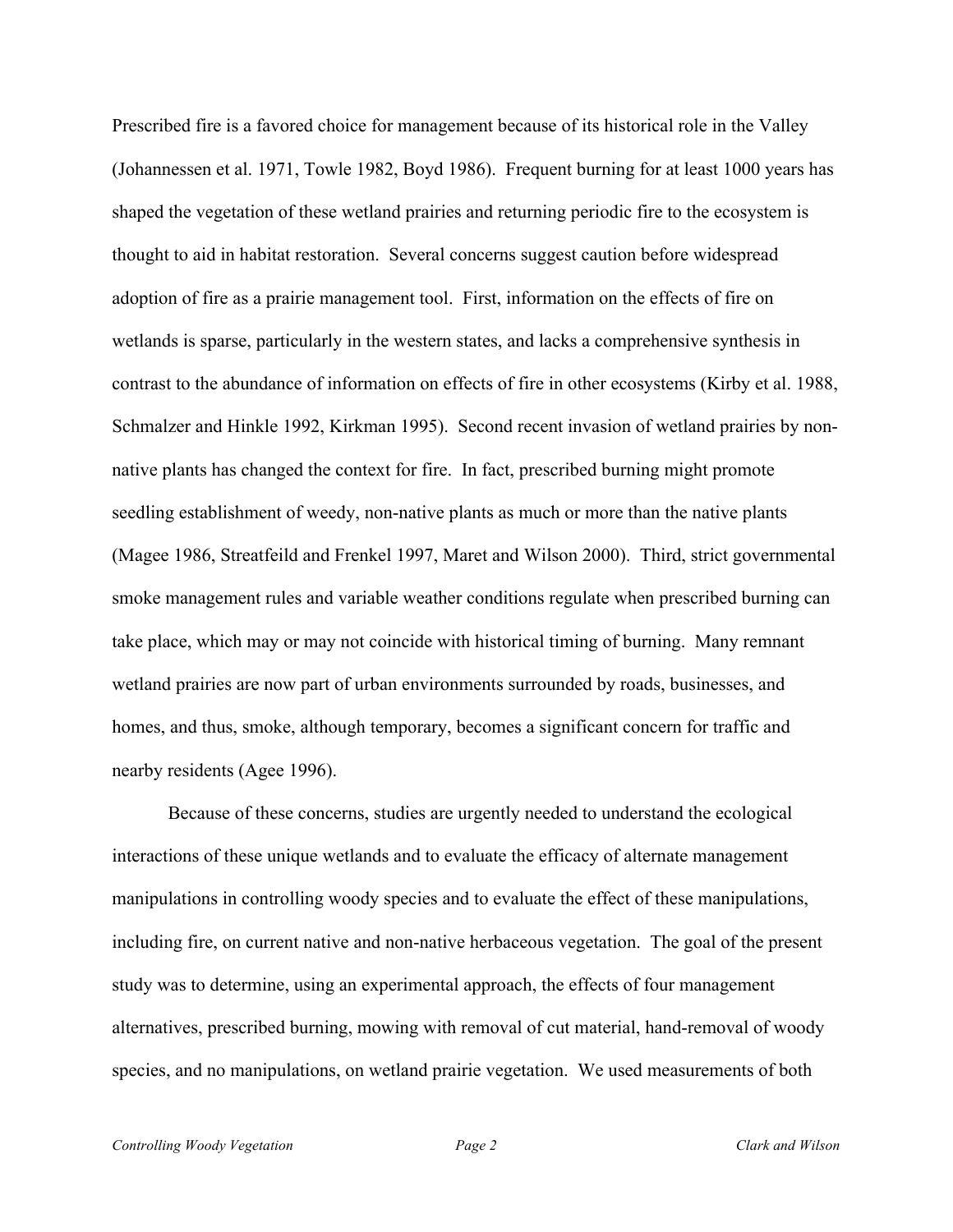Prescribed fire is a favored choice for management because of its historical role in the Valley (Johannessen et al. 1971, Towle 1982, Boyd 1986). Frequent burning for at least 1000 years has shaped the vegetation of these wetland prairies and returning periodic fire to the ecosystem is thought to aid in habitat restoration. Several concerns suggest caution before widespread adoption of fire as a prairie management tool. First, information on the effects of fire on wetlands is sparse, particularly in the western states, and lacks a comprehensive synthesis in contrast to the abundance of information on effects of fire in other ecosystems (Kirby et al. 1988, Schmalzer and Hinkle 1992, Kirkman 1995). Second recent invasion of wetland prairies by non-native plants has changed the context for fire. In fact, prescribed burning might promote seedling establishment of weedy, non-native plants as much or more than the native plants (Magee 1986, Streatfeild and Frenkel 1997, Maret and Wilson 2000). Third, strict governmental smoke management rules and variable weather conditions regulate when prescribed burning can take place, which may or may not coincide with historical timing of burning. Many remnant wetland prairies are now part of urban environments surrounded by roads, businesses, and homes, and thus, smoke, although temporary, becomes a significant concern for traffic and nearby residents (Agee 1996).

Because of these concerns, studies are urgently needed to understand the ecological interactions of these unique wetlands and to evaluate the efficacy of alternate management manipulations in controlling woody species and to evaluate the effect of these manipulations, including fire, on current native and non-native herbaceous vegetation. The goal of the present study was to determine, using an experimental approach, the effects of four management alternatives, prescribed burning, mowing with removal of cut material, hand-removal of woody species, and no manipulations, on wetland prairie vegetation. We used measurements of both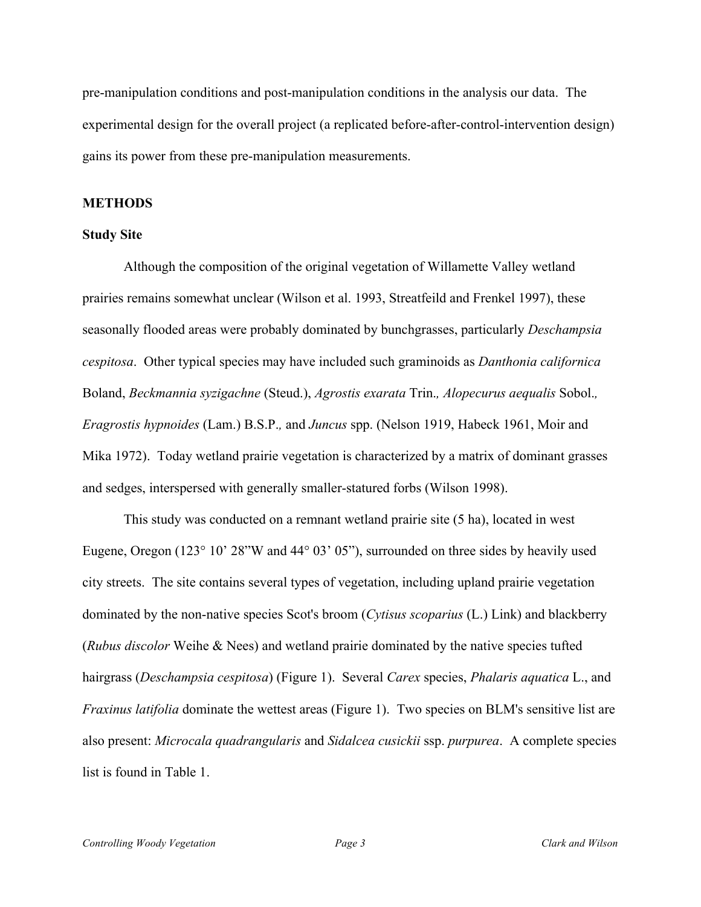pre-manipulation conditions and post-manipulation conditions in the analysis our data. The experimental design for the overall project (a replicated before-after-control-intervention design) gains its power from these pre-manipulation measurements.

## METHODS

### Study Site

Although the composition of the original vegetation of Willamette Valley wetland prairies remains somewhat unclear (Wilson et al. 1993, Streatfeild and Frenkel 1997), these seasonally flooded areas were probably dominated by bunchgrasses, particularly *Deschampsia cespitosa*. Other typical species may have included such graminoids as *Danthonia californica* Boland, *Beckmannia syzigachne* (Steud.), *Agrostis exarata* Trin., *Alopecurus aequalis* Sobol., *Eragrostis hypnoides* (Lam.) B.S.P., and *Juncus* spp. (Nelson 1919, Habeck 1961, Moir and Mika 1972). Today wetland prairie vegetation is characterized by a matrix of dominant grasses and sedges, interspersed with generally smaller-statured forbs (Wilson 1998).

This study was conducted on a remnant wetland prairie site (5 ha), located in west Eugene, Oregon (123° 10' 28"W and 44° 03' 05"), surrounded on three sides by heavily used city streets. The site contains several types of vegetation, including upland prairie vegetation dominated by the non-native species Scot's broom (*Cytisus scoparius* (L.) Link) and blackberry (*Rubus discolor* Weihe & Nees) and wetland prairie dominated by the native species tufted hairgrass (*Deschampsia cespitosa*) (Figure 1). Several *Carex* species, *Phalaris aquatica* L., and *Fraxinus latifolia* dominate the wettest areas (Figure 1). Two species on BLM's sensitive list are also present: *Microcala quadrangularis* and *Sidalcea cusickii* ssp. *purpurea*. A complete species list is found in Table 1.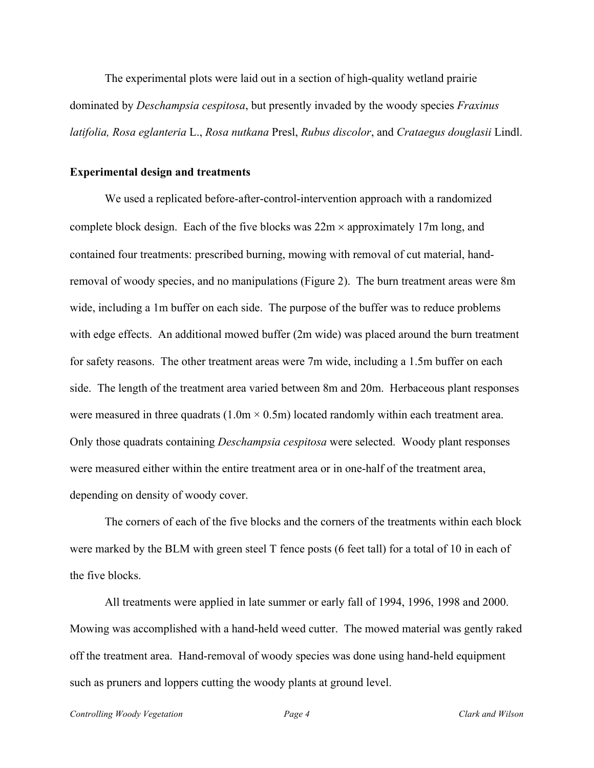The experimental plots were laid out in a section of high-quality wetland prairie dominated by *Deschampsia cespitosa*, but presently invaded by the woody species *Fraxinus latifolia, Rosa eglanteria* L., *Rosa nutkana* Presl, *Rubus discolor*, and *Crataegus douglasii* Lindl.

## Experimental design and treatments

We used a replicated before-after-control-intervention approach with a randomized complete block design. Each of the five blocks was 22m × approximately 17m long, and contained four treatments: prescribed burning, mowing with removal of cut material, hand-removal of woody species, and no manipulations (Figure 2). The burn treatment areas were 8m wide, including a 1m buffer on each side. The purpose of the buffer was to reduce problems with edge effects. An additional mowed buffer (2m wide) was placed around the burn treatment for safety reasons. The other treatment areas were 7m wide, including a 1.5m buffer on each side. The length of the treatment area varied between 8m and 20m. Herbaceous plant responses were measured in three quadrats (1.0m × 0.5m) located randomly within each treatment area. Only those quadrats containing *Deschampsia cespitosa* were selected. Woody plant responses were measured either within the entire treatment area or in one-half of the treatment area, depending on density of woody cover.

The corners of each of the five blocks and the corners of the treatments within each block were marked by the BLM with green steel T fence posts (6 feet tall) for a total of 10 in each of the five blocks.

All treatments were applied in late summer or early fall of 1994, 1996, 1998 and 2000. Mowing was accomplished with a hand-held weed cutter. The mowed material was gently raked off the treatment area. Hand-removal of woody species was done using hand-held equipment such as pruners and loppers cutting the woody plants at ground level.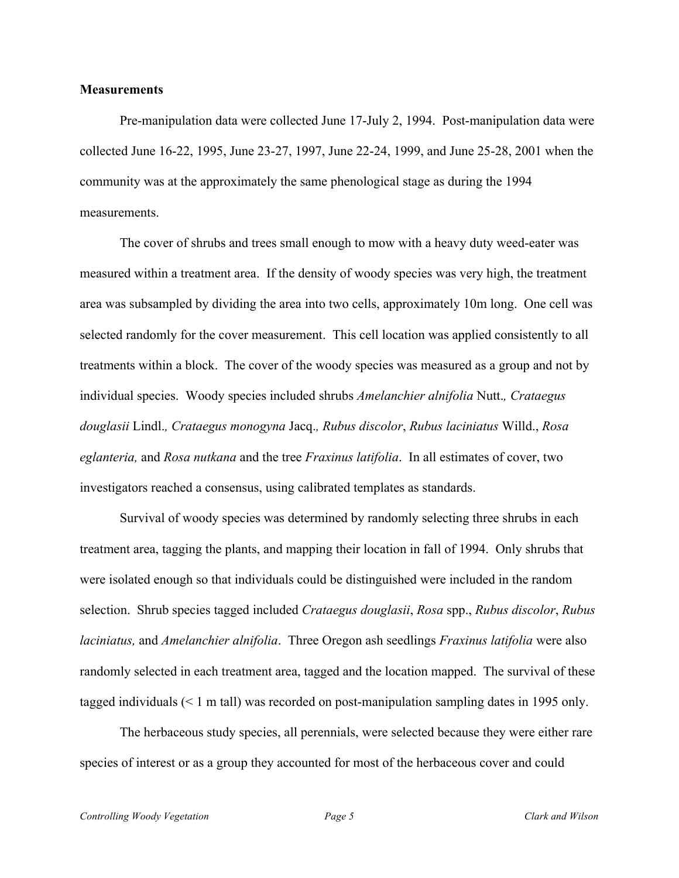**Measurements**

Pre-manipulation data were collected June 17-July 2, 1994. Post-manipulation data were collected June 16-22, 1995, June 23-27, 1997, June 22-24, 1999, and June 25-28, 2001 when the community was at the approximately the same phenological stage as during the 1994 measurements.

The cover of shrubs and trees small enough to mow with a heavy duty weed-eater was measured within a treatment area. If the density of woody species was very high, the treatment area was subsampled by dividing the area into two cells, approximately 10m long. One cell was selected randomly for the cover measurement. This cell location was applied consistently to all treatments within a block. The cover of the woody species was measured as a group and not by individual species. Woody species included shrubs *Amelanchier alnifolia* Nutt.*, Crataegus douglasii* Lindl.*, Crataegus monogyna* Jacq.*, Rubus discolor*, *Rubus laciniatus* Willd., *Rosa eglanteria,* and *Rosa nutkana* and the tree *Fraxinus latifolia*. In all estimates of cover, two investigators reached a consensus, using calibrated templates as standards.

Survival of woody species was determined by randomly selecting three shrubs in each treatment area, tagging the plants, and mapping their location in fall of 1994. Only shrubs that were isolated enough so that individuals could be distinguished were included in the random selection. Shrub species tagged included *Crataegus douglasii*, *Rosa* spp., *Rubus discolor*, *Rubus laciniatus,* and *Amelanchier alnifolia*. Three Oregon ash seedlings *Fraxinus latifolia* were also randomly selected in each treatment area, tagged and the location mapped. The survival of these tagged individuals (< 1 m tall) was recorded on post-manipulation sampling dates in 1995 only.

The herbaceous study species, all perennials, were selected because they were either rare species of interest or as a group they accounted for most of the herbaceous cover and could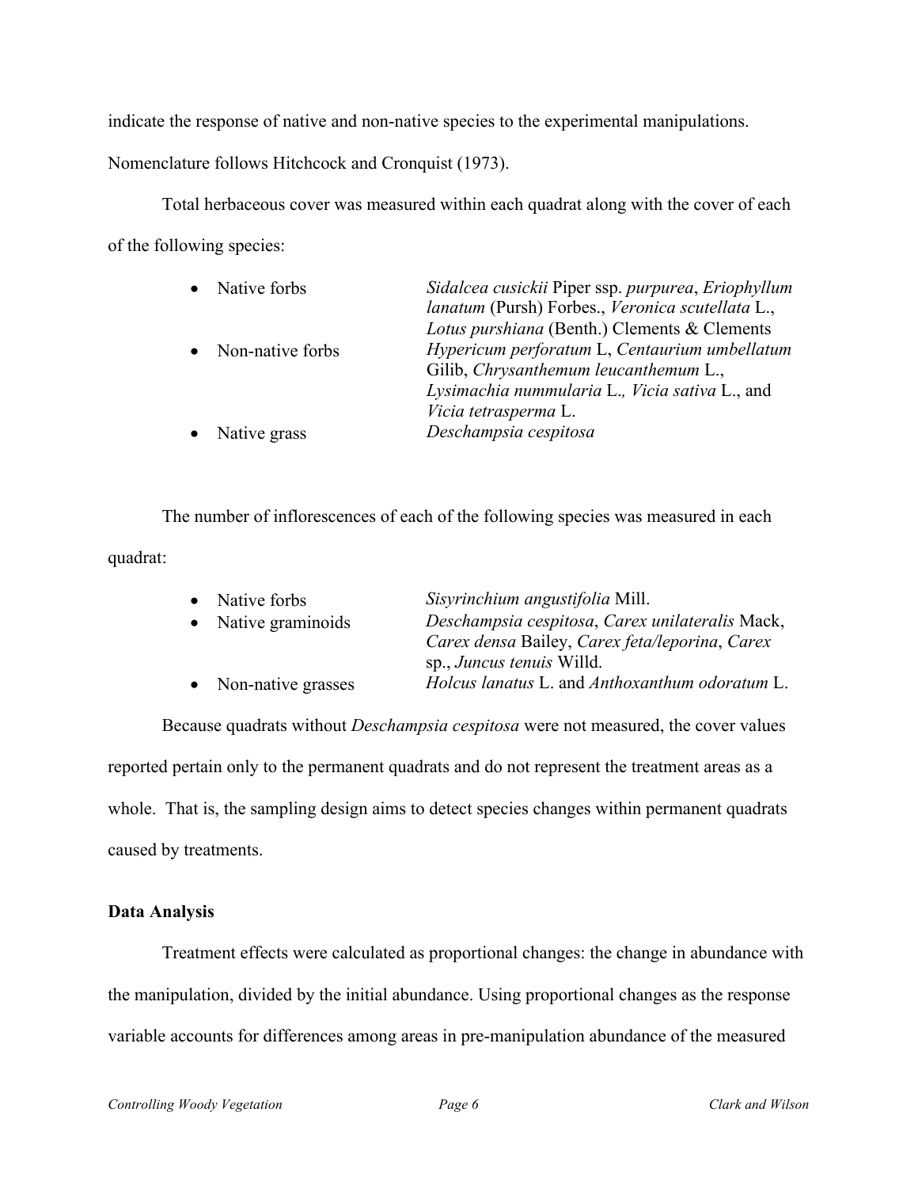indicate the response of native and non-native species to the experimental manipulations. Nomenclature follows Hitchcock and Cronquist (1973).

Total herbaceous cover was measured within each quadrat along with the cover of each of the following species:

| | |
|---|---|
| • Native forbs | *Sidalcea cusickii* Piper ssp. *purpurea*, *Eriophyllum lanatum* (Pursh) Forbes., *Veronica scutellata* L., *Lotus purshiana* (Benth.) Clements & Clements |
| • Non-native forbs | *Hypericum perforatum* L, *Centaurium umbellatum* Gilib, *Chrysanthemum leucanthemum* L., *Lysimachia nummularia* L., *Vicia sativa* L., and *Vicia tetrasperma* L. |
| • Native grass | *Deschampsia cespitosa* |

The number of inflorescences of each of the following species was measured in each quadrat:

| | |
|---|---|
| • Native forbs | *Sisyrinchium angustifolia* Mill. |
| • Native graminoids | *Deschampsia cespitosa*, *Carex unilateralis* Mack, *Carex densa* Bailey, *Carex feta/leporina*, *Carex* sp., *Juncus tenuis* Willd. |
| • Non-native grasses | *Holcus lanatus* L. and *Anthoxanthum odoratum* L. |

Because quadrats without *Deschampsia cespitosa* were not measured, the cover values reported pertain only to the permanent quadrats and do not represent the treatment areas as a whole. That is, the sampling design aims to detect species changes within permanent quadrats caused by treatments.

**Data Analysis**

Treatment effects were calculated as proportional changes: the change in abundance with the manipulation, divided by the initial abundance. Using proportional changes as the response variable accounts for differences among areas in pre-manipulation abundance of the measured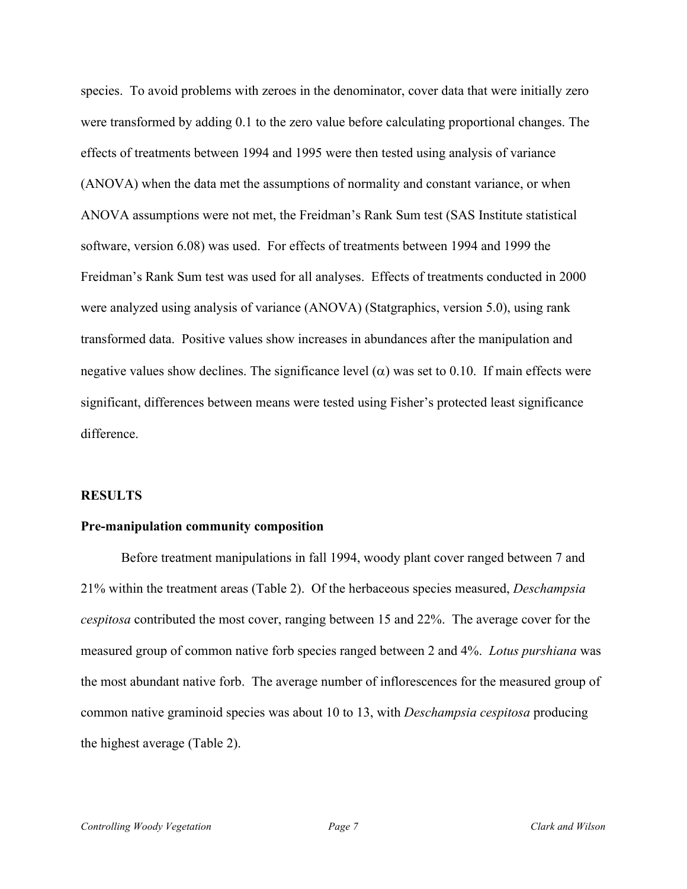species. To avoid problems with zeroes in the denominator, cover data that were initially zero were transformed by adding 0.1 to the zero value before calculating proportional changes. The effects of treatments between 1994 and 1995 were then tested using analysis of variance (ANOVA) when the data met the assumptions of normality and constant variance, or when ANOVA assumptions were not met, the Freidman's Rank Sum test (SAS Institute statistical software, version 6.08) was used. For effects of treatments between 1994 and 1999 the Freidman's Rank Sum test was used for all analyses. Effects of treatments conducted in 2000 were analyzed using analysis of variance (ANOVA) (Statgraphics, version 5.0), using rank transformed data. Positive values show increases in abundances after the manipulation and negative values show declines. The significance level ($\alpha$) was set to 0.10. If main effects were significant, differences between means were tested using Fisher's protected least significance difference.

## RESULTS

### Pre-manipulation community composition

Before treatment manipulations in fall 1994, woody plant cover ranged between 7 and 21% within the treatment areas (Table 2). Of the herbaceous species measured, *Deschampsia cespitosa* contributed the most cover, ranging between 15 and 22%. The average cover for the measured group of common native forb species ranged between 2 and 4%. *Lotus purshiana* was the most abundant native forb. The average number of inflorescences for the measured group of common native graminoid species was about 10 to 13, with *Deschampsia cespitosa* producing the highest average (Table 2).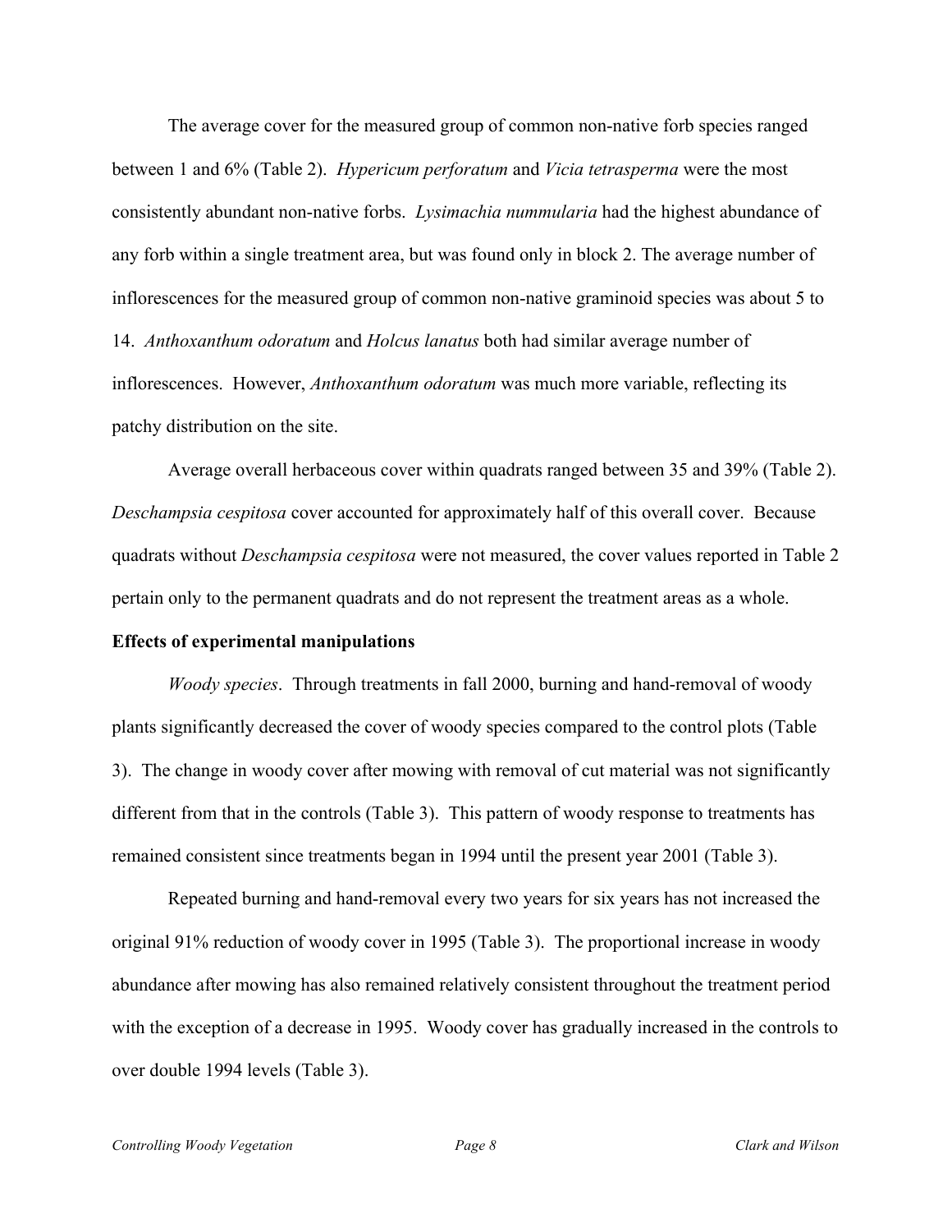The average cover for the measured group of common non-native forb species ranged between 1 and 6% (Table 2). *Hypericum perforatum* and *Vicia tetrasperma* were the most consistently abundant non-native forbs. *Lysimachia nummularia* had the highest abundance of any forb within a single treatment area, but was found only in block 2. The average number of inflorescences for the measured group of common non-native graminoid species was about 5 to 14. *Anthoxanthum odoratum* and *Holcus lanatus* both had similar average number of inflorescences. However, *Anthoxanthum odoratum* was much more variable, reflecting its patchy distribution on the site.

Average overall herbaceous cover within quadrats ranged between 35 and 39% (Table 2). *Deschampsia cespitosa* cover accounted for approximately half of this overall cover. Because quadrats without *Deschampsia cespitosa* were not measured, the cover values reported in Table 2 pertain only to the permanent quadrats and do not represent the treatment areas as a whole.

**Effects of experimental manipulations**

*Woody species*. Through treatments in fall 2000, burning and hand-removal of woody plants significantly decreased the cover of woody species compared to the control plots (Table 3). The change in woody cover after mowing with removal of cut material was not significantly different from that in the controls (Table 3). This pattern of woody response to treatments has remained consistent since treatments began in 1994 until the present year 2001 (Table 3).

Repeated burning and hand-removal every two years for six years has not increased the original 91% reduction of woody cover in 1995 (Table 3). The proportional increase in woody abundance after mowing has also remained relatively consistent throughout the treatment period with the exception of a decrease in 1995. Woody cover has gradually increased in the controls to over double 1994 levels (Table 3).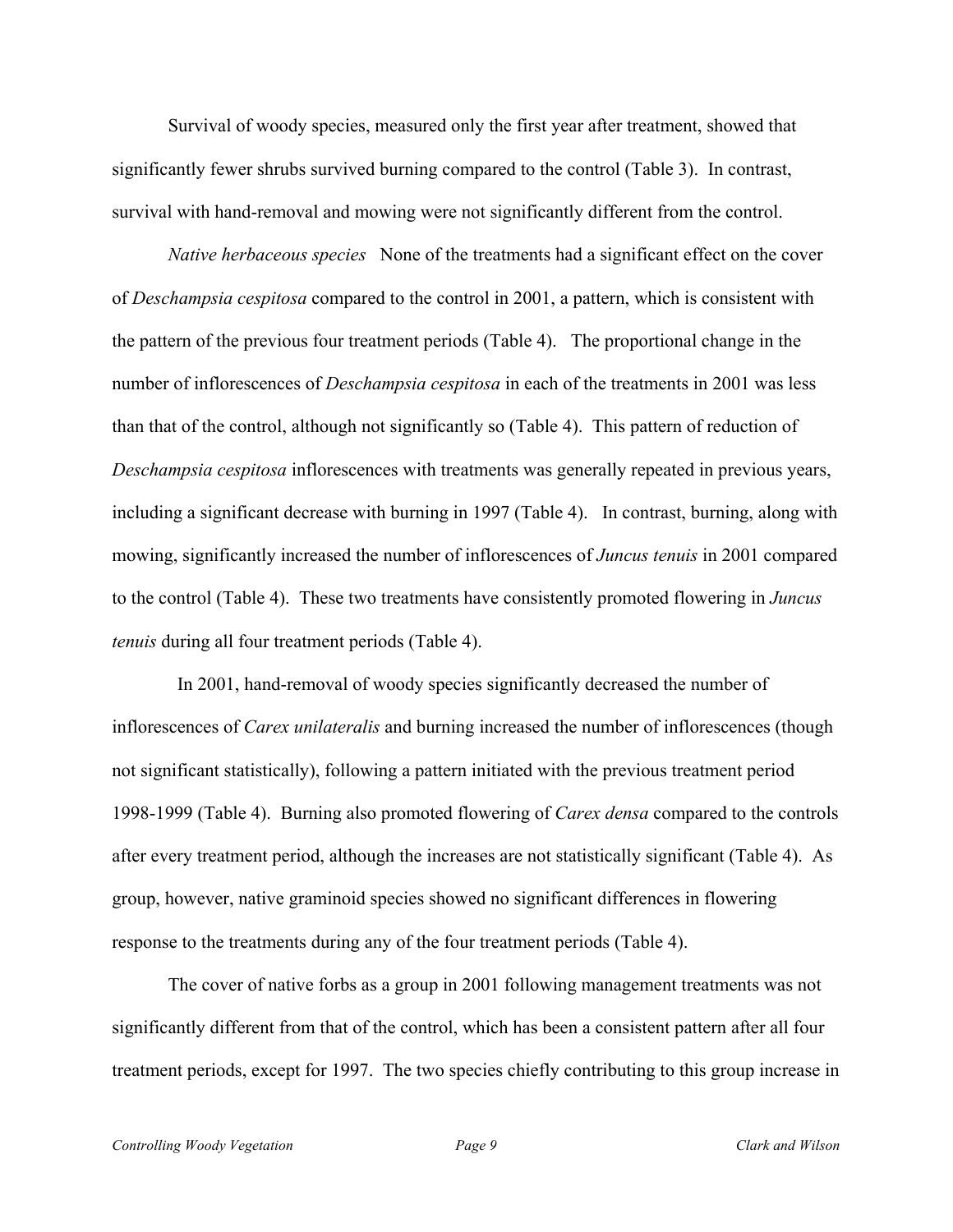Survival of woody species, measured only the first year after treatment, showed that significantly fewer shrubs survived burning compared to the control (Table 3). In contrast, survival with hand-removal and mowing were not significantly different from the control.

*Native herbaceous species*   None of the treatments had a significant effect on the cover of *Deschampsia cespitosa* compared to the control in 2001, a pattern, which is consistent with the pattern of the previous four treatment periods (Table 4). The proportional change in the number of inflorescences of *Deschampsia cespitosa* in each of the treatments in 2001 was less than that of the control, although not significantly so (Table 4). This pattern of reduction of *Deschampsia cespitosa* inflorescences with treatments was generally repeated in previous years, including a significant decrease with burning in 1997 (Table 4). In contrast, burning, along with mowing, significantly increased the number of inflorescences of *Juncus tenuis* in 2001 compared to the control (Table 4). These two treatments have consistently promoted flowering in *Juncus tenuis* during all four treatment periods (Table 4).

In 2001, hand-removal of woody species significantly decreased the number of inflorescences of *Carex unilateralis* and burning increased the number of inflorescences (though not significant statistically), following a pattern initiated with the previous treatment period 1998-1999 (Table 4). Burning also promoted flowering of *Carex densa* compared to the controls after every treatment period, although the increases are not statistically significant (Table 4). As group, however, native graminoid species showed no significant differences in flowering response to the treatments during any of the four treatment periods (Table 4).

The cover of native forbs as a group in 2001 following management treatments was not significantly different from that of the control, which has been a consistent pattern after all four treatment periods, except for 1997. The two species chiefly contributing to this group increase in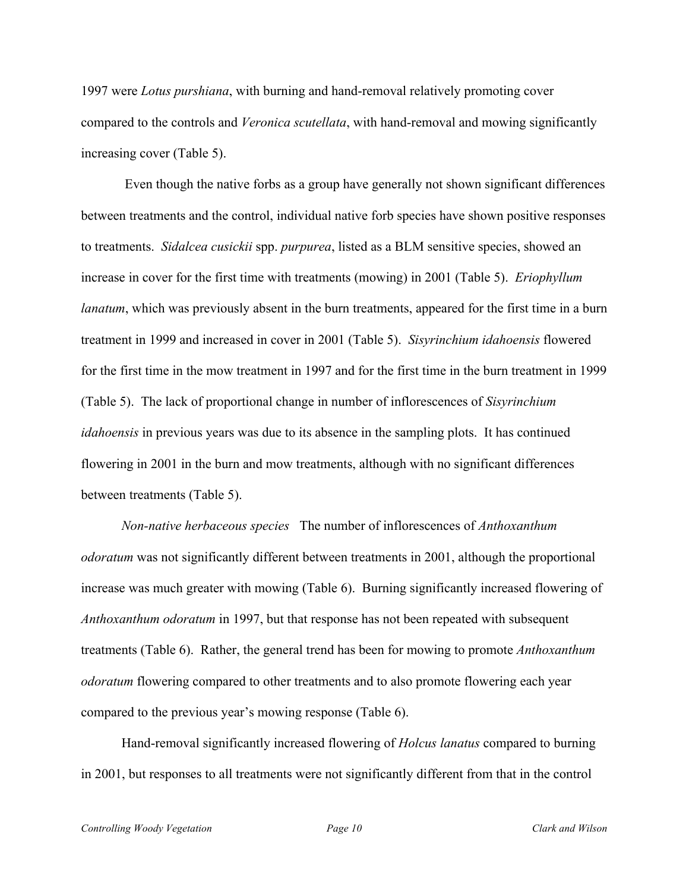1997 were *Lotus purshiana*, with burning and hand-removal relatively promoting cover compared to the controls and *Veronica scutellata*, with hand-removal and mowing significantly increasing cover (Table 5).

Even though the native forbs as a group have generally not shown significant differences between treatments and the control, individual native forb species have shown positive responses to treatments. *Sidalcea cusickii* spp. *purpurea*, listed as a BLM sensitive species, showed an increase in cover for the first time with treatments (mowing) in 2001 (Table 5). *Eriophyllum lanatum*, which was previously absent in the burn treatments, appeared for the first time in a burn treatment in 1999 and increased in cover in 2001 (Table 5). *Sisyrinchium idahoensis* flowered for the first time in the mow treatment in 1997 and for the first time in the burn treatment in 1999 (Table 5). The lack of proportional change in number of inflorescences of *Sisyrinchium idahoensis* in previous years was due to its absence in the sampling plots. It has continued flowering in 2001 in the burn and mow treatments, although with no significant differences between treatments (Table 5).

*Non-native herbaceous species* The number of inflorescences of *Anthoxanthum odoratum* was not significantly different between treatments in 2001, although the proportional increase was much greater with mowing (Table 6). Burning significantly increased flowering of *Anthoxanthum odoratum* in 1997, but that response has not been repeated with subsequent treatments (Table 6). Rather, the general trend has been for mowing to promote *Anthoxanthum odoratum* flowering compared to other treatments and to also promote flowering each year compared to the previous year's mowing response (Table 6).

Hand-removal significantly increased flowering of *Holcus lanatus* compared to burning in 2001, but responses to all treatments were not significantly different from that in the control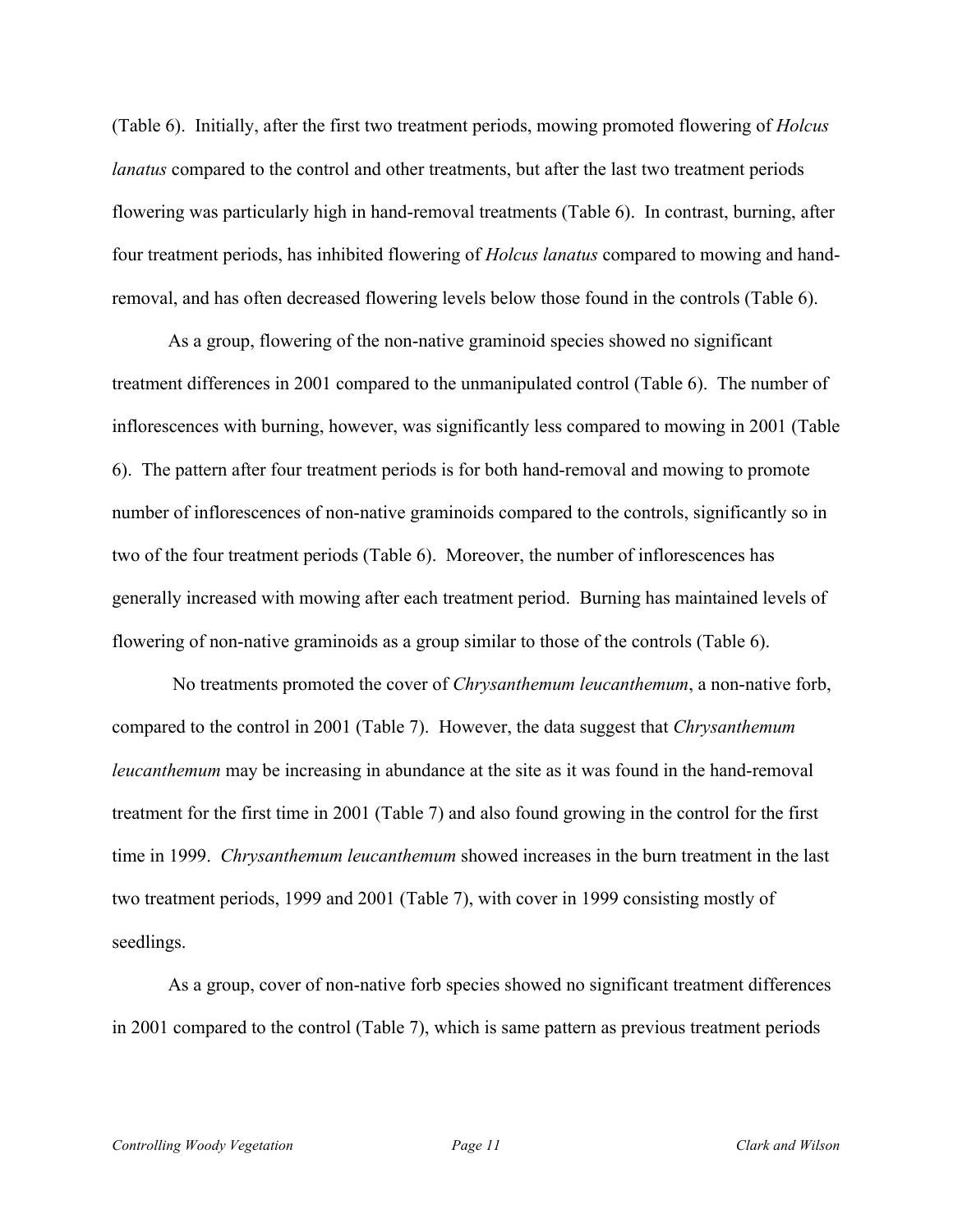(Table 6). Initially, after the first two treatment periods, mowing promoted flowering of *Holcus lanatus* compared to the control and other treatments, but after the last two treatment periods flowering was particularly high in hand-removal treatments (Table 6). In contrast, burning, after four treatment periods, has inhibited flowering of *Holcus lanatus* compared to mowing and hand-removal, and has often decreased flowering levels below those found in the controls (Table 6).

As a group, flowering of the non-native graminoid species showed no significant treatment differences in 2001 compared to the unmanipulated control (Table 6). The number of inflorescences with burning, however, was significantly less compared to mowing in 2001 (Table 6). The pattern after four treatment periods is for both hand-removal and mowing to promote number of inflorescences of non-native graminoids compared to the controls, significantly so in two of the four treatment periods (Table 6). Moreover, the number of inflorescences has generally increased with mowing after each treatment period. Burning has maintained levels of flowering of non-native graminoids as a group similar to those of the controls (Table 6).

No treatments promoted the cover of *Chrysanthemum leucanthemum*, a non-native forb, compared to the control in 2001 (Table 7). However, the data suggest that *Chrysanthemum leucanthemum* may be increasing in abundance at the site as it was found in the hand-removal treatment for the first time in 2001 (Table 7) and also found growing in the control for the first time in 1999. *Chrysanthemum leucanthemum* showed increases in the burn treatment in the last two treatment periods, 1999 and 2001 (Table 7), with cover in 1999 consisting mostly of seedlings.

As a group, cover of non-native forb species showed no significant treatment differences in 2001 compared to the control (Table 7), which is same pattern as previous treatment periods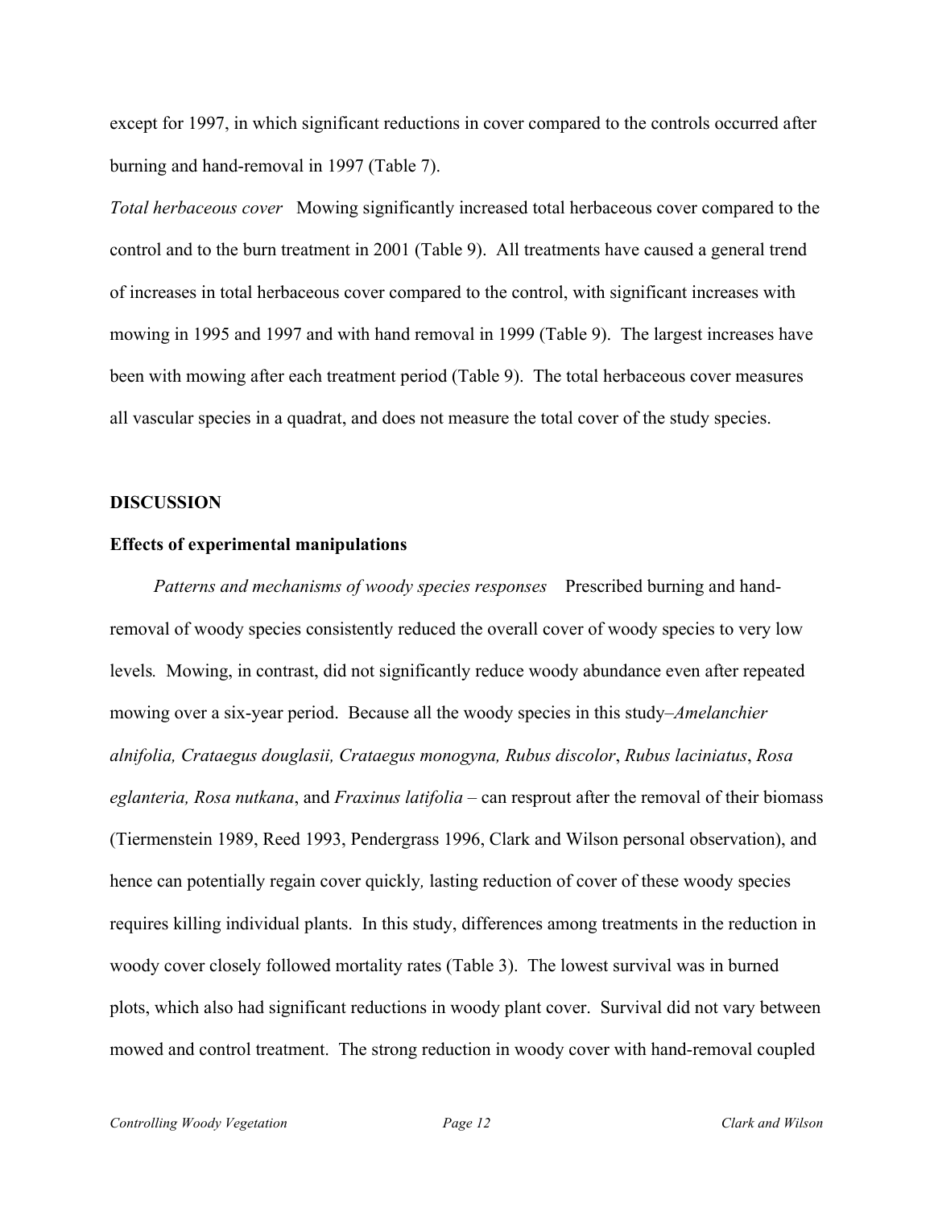except for 1997, in which significant reductions in cover compared to the controls occurred after burning and hand-removal in 1997 (Table 7).

*Total herbaceous cover* Mowing significantly increased total herbaceous cover compared to the control and to the burn treatment in 2001 (Table 9). All treatments have caused a general trend of increases in total herbaceous cover compared to the control, with significant increases with mowing in 1995 and 1997 and with hand removal in 1999 (Table 9). The largest increases have been with mowing after each treatment period (Table 9). The total herbaceous cover measures all vascular species in a quadrat, and does not measure the total cover of the study species.

## DISCUSSION

### Effects of experimental manipulations

*Patterns and mechanisms of woody species responses* Prescribed burning and hand-removal of woody species consistently reduced the overall cover of woody species to very low levels. Mowing, in contrast, did not significantly reduce woody abundance even after repeated mowing over a six-year period. Because all the woody species in this study–*Amelanchier alnifolia, Crataegus douglasii, Crataegus monogyna, Rubus discolor*, *Rubus laciniatus*, *Rosa eglanteria, Rosa nutkana*, and *Fraxinus latifolia* – can resprout after the removal of their biomass (Tiermenstein 1989, Reed 1993, Pendergrass 1996, Clark and Wilson personal observation), and hence can potentially regain cover quickly, lasting reduction of cover of these woody species requires killing individual plants. In this study, differences among treatments in the reduction in woody cover closely followed mortality rates (Table 3). The lowest survival was in burned plots, which also had significant reductions in woody plant cover. Survival did not vary between mowed and control treatment. The strong reduction in woody cover with hand-removal coupled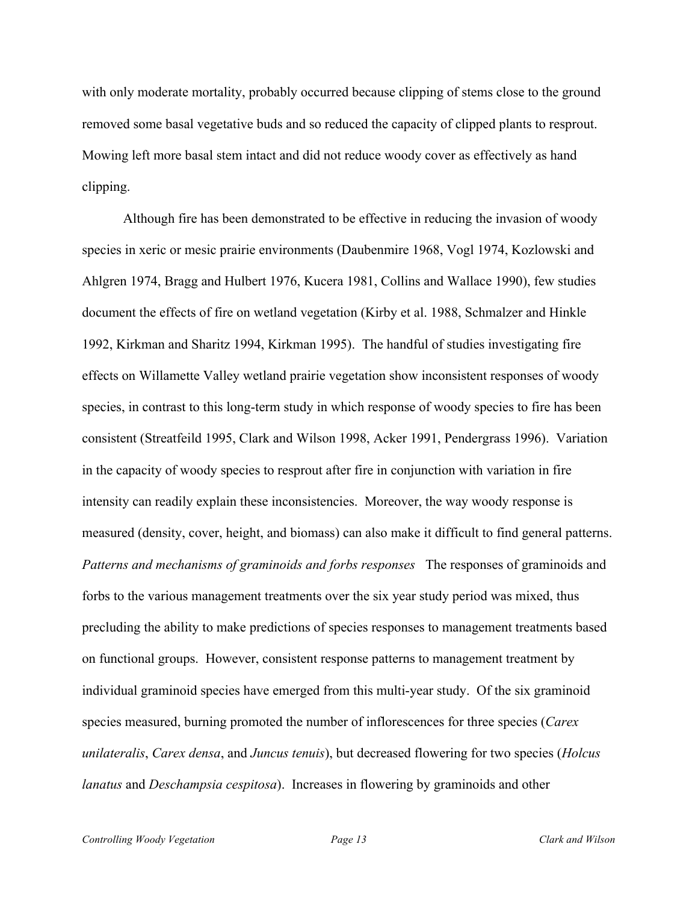with only moderate mortality, probably occurred because clipping of stems close to the ground removed some basal vegetative buds and so reduced the capacity of clipped plants to resprout. Mowing left more basal stem intact and did not reduce woody cover as effectively as hand clipping.

Although fire has been demonstrated to be effective in reducing the invasion of woody species in xeric or mesic prairie environments (Daubenmire 1968, Vogl 1974, Kozlowski and Ahlgren 1974, Bragg and Hulbert 1976, Kucera 1981, Collins and Wallace 1990), few studies document the effects of fire on wetland vegetation (Kirby et al. 1988, Schmalzer and Hinkle 1992, Kirkman and Sharitz 1994, Kirkman 1995). The handful of studies investigating fire effects on Willamette Valley wetland prairie vegetation show inconsistent responses of woody species, in contrast to this long-term study in which response of woody species to fire has been consistent (Streatfeild 1995, Clark and Wilson 1998, Acker 1991, Pendergrass 1996). Variation in the capacity of woody species to resprout after fire in conjunction with variation in fire intensity can readily explain these inconsistencies. Moreover, the way woody response is measured (density, cover, height, and biomass) can also make it difficult to find general patterns.

*Patterns and mechanisms of graminoids and forbs responses* The responses of graminoids and forbs to the various management treatments over the six year study period was mixed, thus precluding the ability to make predictions of species responses to management treatments based on functional groups. However, consistent response patterns to management treatment by individual graminoid species have emerged from this multi-year study. Of the six graminoid species measured, burning promoted the number of inflorescences for three species (*Carex unilateralis*, *Carex densa*, and *Juncus tenuis*), but decreased flowering for two species (*Holcus lanatus* and *Deschampsia cespitosa*). Increases in flowering by graminoids and other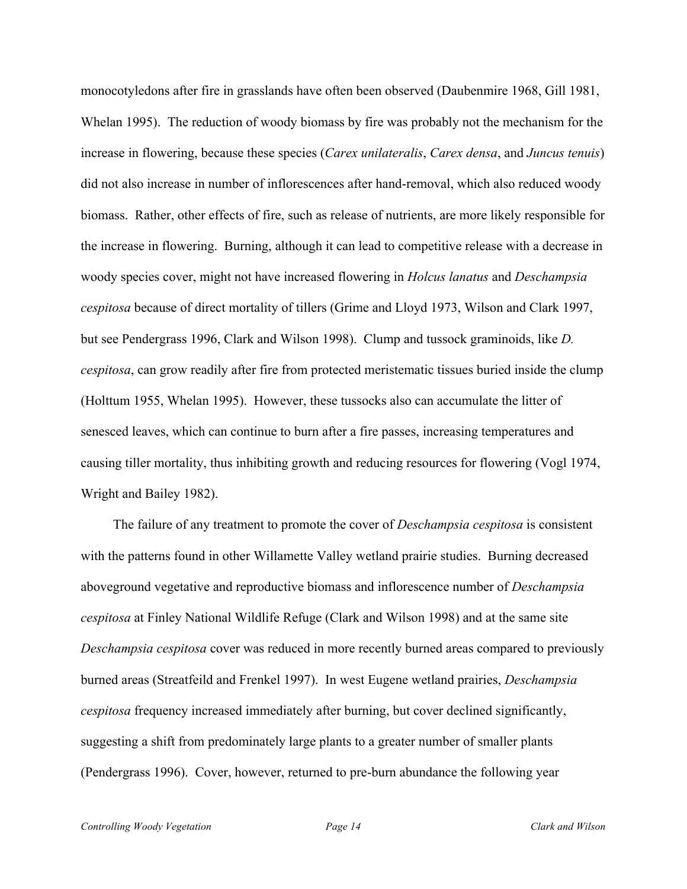monocotyledons after fire in grasslands have often been observed (Daubenmire 1968, Gill 1981, Whelan 1995). The reduction of woody biomass by fire was probably not the mechanism for the increase in flowering, because these species (*Carex unilateralis*, *Carex densa*, and *Juncus tenuis*) did not also increase in number of inflorescences after hand-removal, which also reduced woody biomass. Rather, other effects of fire, such as release of nutrients, are more likely responsible for the increase in flowering. Burning, although it can lead to competitive release with a decrease in woody species cover, might not have increased flowering in *Holcus lanatus* and *Deschampsia cespitosa* because of direct mortality of tillers (Grime and Lloyd 1973, Wilson and Clark 1997, but see Pendergrass 1996, Clark and Wilson 1998). Clump and tussock graminoids, like *D. cespitosa*, can grow readily after fire from protected meristematic tissues buried inside the clump (Holttum 1955, Whelan 1995). However, these tussocks also can accumulate the litter of senesced leaves, which can continue to burn after a fire passes, increasing temperatures and causing tiller mortality, thus inhibiting growth and reducing resources for flowering (Vogl 1974, Wright and Bailey 1982).

The failure of any treatment to promote the cover of *Deschampsia cespitosa* is consistent with the patterns found in other Willamette Valley wetland prairie studies. Burning decreased aboveground vegetative and reproductive biomass and inflorescence number of *Deschampsia cespitosa* at Finley National Wildlife Refuge (Clark and Wilson 1998) and at the same site *Deschampsia cespitosa* cover was reduced in more recently burned areas compared to previously burned areas (Streatfeild and Frenkel 1997). In west Eugene wetland prairies, *Deschampsia cespitosa* frequency increased immediately after burning, but cover declined significantly, suggesting a shift from predominately large plants to a greater number of smaller plants (Pendergrass 1996). Cover, however, returned to pre-burn abundance the following year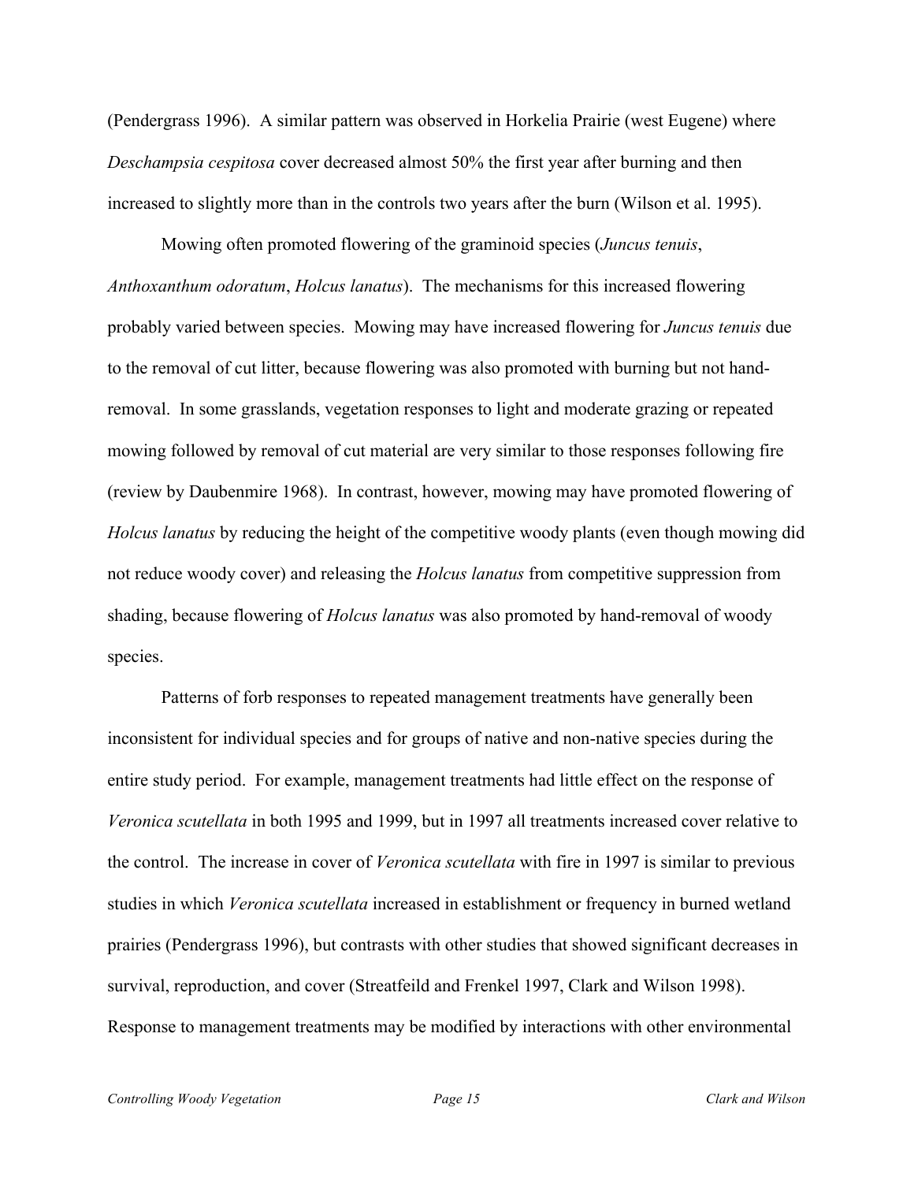(Pendergrass 1996). A similar pattern was observed in Horkelia Prairie (west Eugene) where *Deschampsia cespitosa* cover decreased almost 50% the first year after burning and then increased to slightly more than in the controls two years after the burn (Wilson et al. 1995).

Mowing often promoted flowering of the graminoid species (*Juncus tenuis*, *Anthoxanthum odoratum*, *Holcus lanatus*). The mechanisms for this increased flowering probably varied between species. Mowing may have increased flowering for *Juncus tenuis* due to the removal of cut litter, because flowering was also promoted with burning but not hand-removal. In some grasslands, vegetation responses to light and moderate grazing or repeated mowing followed by removal of cut material are very similar to those responses following fire (review by Daubenmire 1968). In contrast, however, mowing may have promoted flowering of *Holcus lanatus* by reducing the height of the competitive woody plants (even though mowing did not reduce woody cover) and releasing the *Holcus lanatus* from competitive suppression from shading, because flowering of *Holcus lanatus* was also promoted by hand-removal of woody species.

Patterns of forb responses to repeated management treatments have generally been inconsistent for individual species and for groups of native and non-native species during the entire study period. For example, management treatments had little effect on the response of *Veronica scutellata* in both 1995 and 1999, but in 1997 all treatments increased cover relative to the control. The increase in cover of *Veronica scutellata* with fire in 1997 is similar to previous studies in which *Veronica scutellata* increased in establishment or frequency in burned wetland prairies (Pendergrass 1996), but contrasts with other studies that showed significant decreases in survival, reproduction, and cover (Streatfeild and Frenkel 1997, Clark and Wilson 1998). Response to management treatments may be modified by interactions with other environmental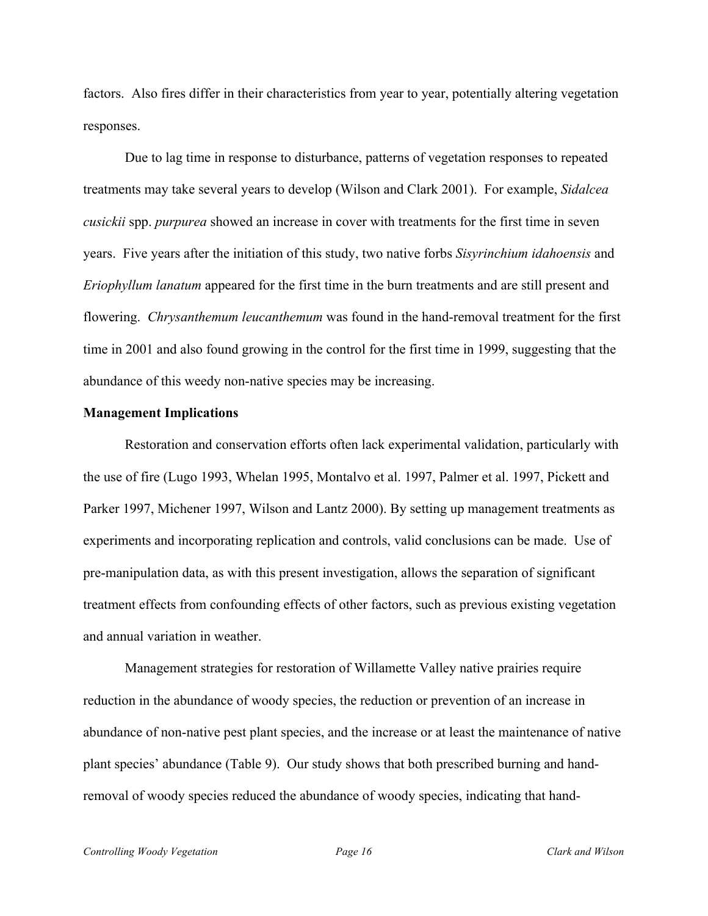factors. Also fires differ in their characteristics from year to year, potentially altering vegetation responses.

Due to lag time in response to disturbance, patterns of vegetation responses to repeated treatments may take several years to develop (Wilson and Clark 2001). For example, *Sidalcea cusickii* spp. *purpurea* showed an increase in cover with treatments for the first time in seven years. Five years after the initiation of this study, two native forbs *Sisyrinchium idahoensis* and *Eriophyllum lanatum* appeared for the first time in the burn treatments and are still present and flowering. *Chrysanthemum leucanthemum* was found in the hand-removal treatment for the first time in 2001 and also found growing in the control for the first time in 1999, suggesting that the abundance of this weedy non-native species may be increasing.

**Management Implications**

Restoration and conservation efforts often lack experimental validation, particularly with the use of fire (Lugo 1993, Whelan 1995, Montalvo et al. 1997, Palmer et al. 1997, Pickett and Parker 1997, Michener 1997, Wilson and Lantz 2000). By setting up management treatments as experiments and incorporating replication and controls, valid conclusions can be made. Use of pre-manipulation data, as with this present investigation, allows the separation of significant treatment effects from confounding effects of other factors, such as previous existing vegetation and annual variation in weather.

Management strategies for restoration of Willamette Valley native prairies require reduction in the abundance of woody species, the reduction or prevention of an increase in abundance of non-native pest plant species, and the increase or at least the maintenance of native plant species' abundance (Table 9). Our study shows that both prescribed burning and hand-removal of woody species reduced the abundance of woody species, indicating that hand-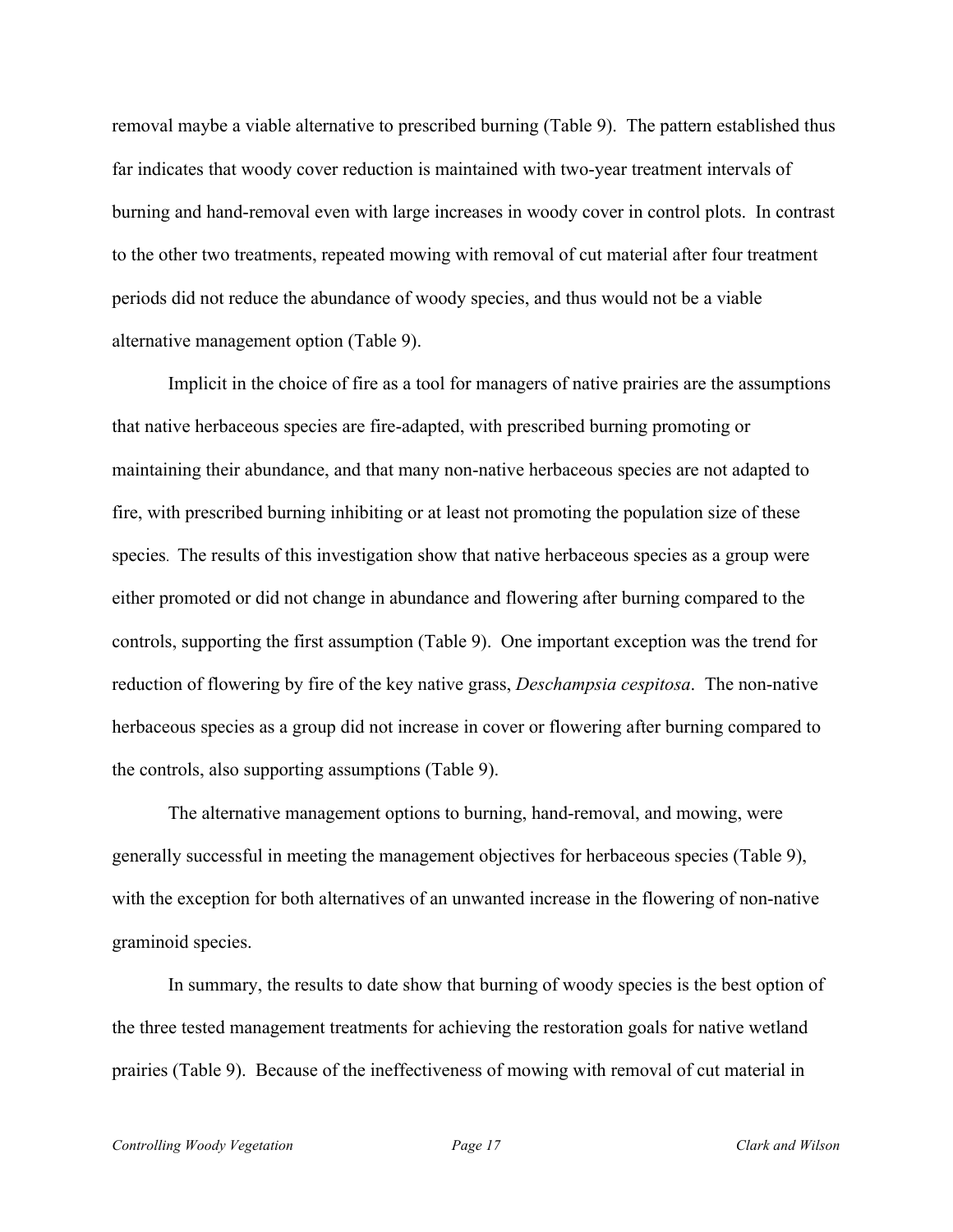removal maybe a viable alternative to prescribed burning (Table 9). The pattern established thus far indicates that woody cover reduction is maintained with two-year treatment intervals of burning and hand-removal even with large increases in woody cover in control plots. In contrast to the other two treatments, repeated mowing with removal of cut material after four treatment periods did not reduce the abundance of woody species, and thus would not be a viable alternative management option (Table 9).

Implicit in the choice of fire as a tool for managers of native prairies are the assumptions that native herbaceous species are fire-adapted, with prescribed burning promoting or maintaining their abundance, and that many non-native herbaceous species are not adapted to fire, with prescribed burning inhibiting or at least not promoting the population size of these species. The results of this investigation show that native herbaceous species as a group were either promoted or did not change in abundance and flowering after burning compared to the controls, supporting the first assumption (Table 9). One important exception was the trend for reduction of flowering by fire of the key native grass, *Deschampsia cespitosa*. The non-native herbaceous species as a group did not increase in cover or flowering after burning compared to the controls, also supporting assumptions (Table 9).

The alternative management options to burning, hand-removal, and mowing, were generally successful in meeting the management objectives for herbaceous species (Table 9), with the exception for both alternatives of an unwanted increase in the flowering of non-native graminoid species.

In summary, the results to date show that burning of woody species is the best option of the three tested management treatments for achieving the restoration goals for native wetland prairies (Table 9). Because of the ineffectiveness of mowing with removal of cut material in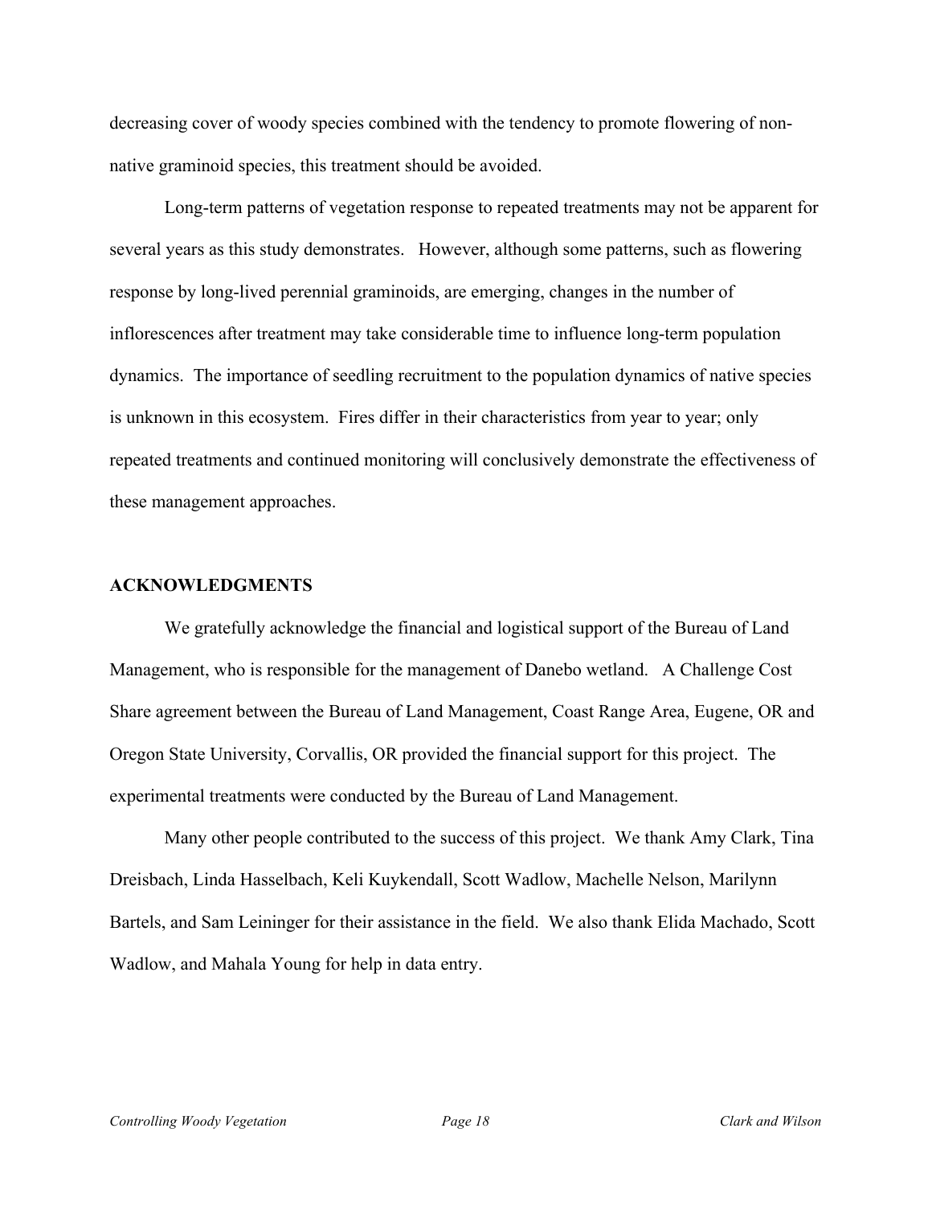decreasing cover of woody species combined with the tendency to promote flowering of non-native graminoid species, this treatment should be avoided.

Long-term patterns of vegetation response to repeated treatments may not be apparent for several years as this study demonstrates. However, although some patterns, such as flowering response by long-lived perennial graminoids, are emerging, changes in the number of inflorescences after treatment may take considerable time to influence long-term population dynamics. The importance of seedling recruitment to the population dynamics of native species is unknown in this ecosystem. Fires differ in their characteristics from year to year; only repeated treatments and continued monitoring will conclusively demonstrate the effectiveness of these management approaches.

## ACKNOWLEDGMENTS

We gratefully acknowledge the financial and logistical support of the Bureau of Land Management, who is responsible for the management of Danebo wetland. A Challenge Cost Share agreement between the Bureau of Land Management, Coast Range Area, Eugene, OR and Oregon State University, Corvallis, OR provided the financial support for this project. The experimental treatments were conducted by the Bureau of Land Management.

Many other people contributed to the success of this project. We thank Amy Clark, Tina Dreisbach, Linda Hasselbach, Keli Kuykendall, Scott Wadlow, Machelle Nelson, Marilynn Bartels, and Sam Leininger for their assistance in the field. We also thank Elida Machado, Scott Wadlow, and Mahala Young for help in data entry.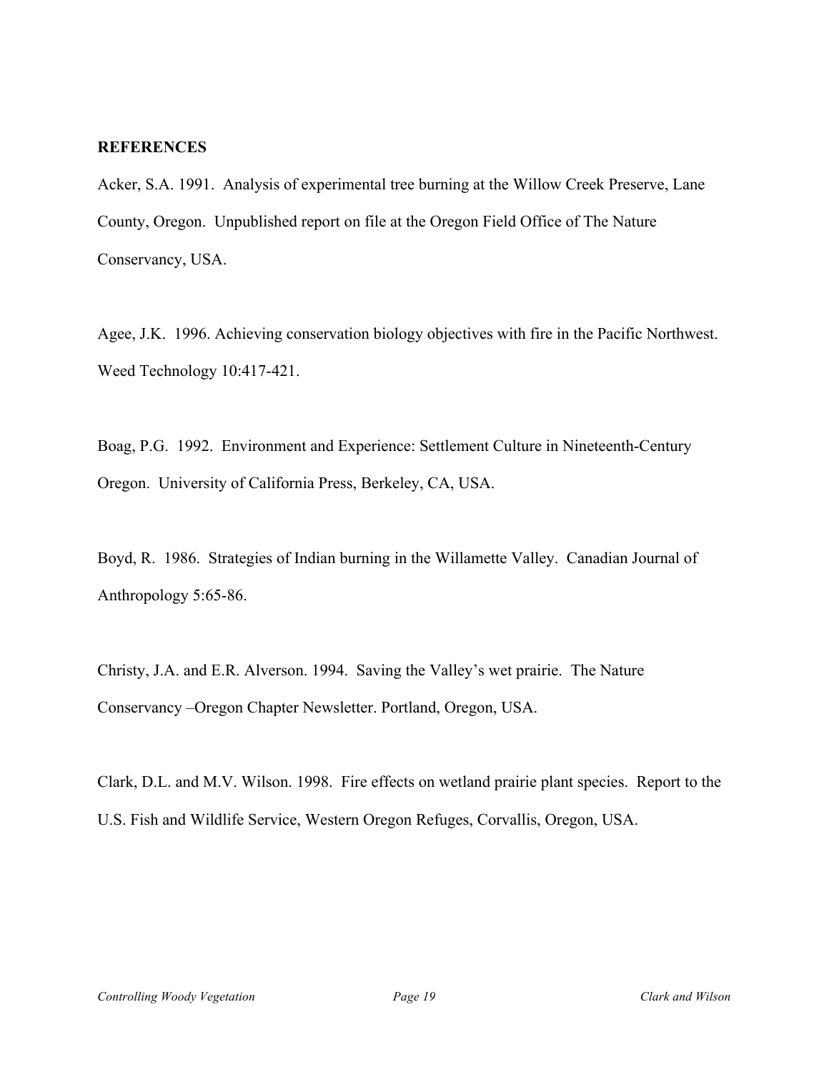## REFERENCES

Acker, S.A. 1991. Analysis of experimental tree burning at the Willow Creek Preserve, Lane County, Oregon. Unpublished report on file at the Oregon Field Office of The Nature Conservancy, USA.

Agee, J.K. 1996. Achieving conservation biology objectives with fire in the Pacific Northwest. Weed Technology 10:417-421.

Boag, P.G. 1992. Environment and Experience: Settlement Culture in Nineteenth-Century Oregon. University of California Press, Berkeley, CA, USA.

Boyd, R. 1986. Strategies of Indian burning in the Willamette Valley. Canadian Journal of Anthropology 5:65-86.

Christy, J.A. and E.R. Alverson. 1994. Saving the Valley's wet prairie. The Nature Conservancy –Oregon Chapter Newsletter. Portland, Oregon, USA.

Clark, D.L. and M.V. Wilson. 1998. Fire effects on wetland prairie plant species. Report to the U.S. Fish and Wildlife Service, Western Oregon Refuges, Corvallis, Oregon, USA.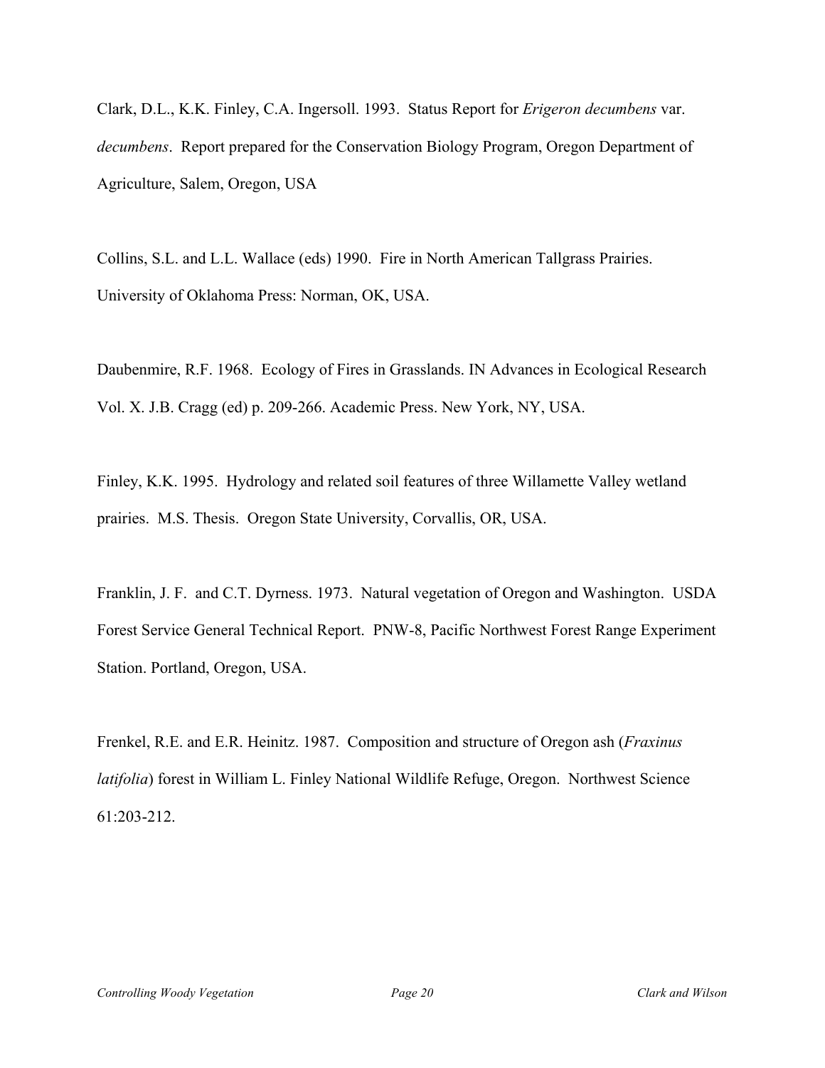Clark, D.L., K.K. Finley, C.A. Ingersoll. 1993. Status Report for *Erigeron decumbens* var. *decumbens*. Report prepared for the Conservation Biology Program, Oregon Department of Agriculture, Salem, Oregon, USA

Collins, S.L. and L.L. Wallace (eds) 1990. Fire in North American Tallgrass Prairies. University of Oklahoma Press: Norman, OK, USA.

Daubenmire, R.F. 1968. Ecology of Fires in Grasslands. IN Advances in Ecological Research Vol. X. J.B. Cragg (ed) p. 209-266. Academic Press. New York, NY, USA.

Finley, K.K. 1995. Hydrology and related soil features of three Willamette Valley wetland prairies. M.S. Thesis. Oregon State University, Corvallis, OR, USA.

Franklin, J. F. and C.T. Dyrness. 1973. Natural vegetation of Oregon and Washington. USDA Forest Service General Technical Report. PNW-8, Pacific Northwest Forest Range Experiment Station. Portland, Oregon, USA.

Frenkel, R.E. and E.R. Heinitz. 1987. Composition and structure of Oregon ash (*Fraxinus latifolia*) forest in William L. Finley National Wildlife Refuge, Oregon. Northwest Science 61:203-212.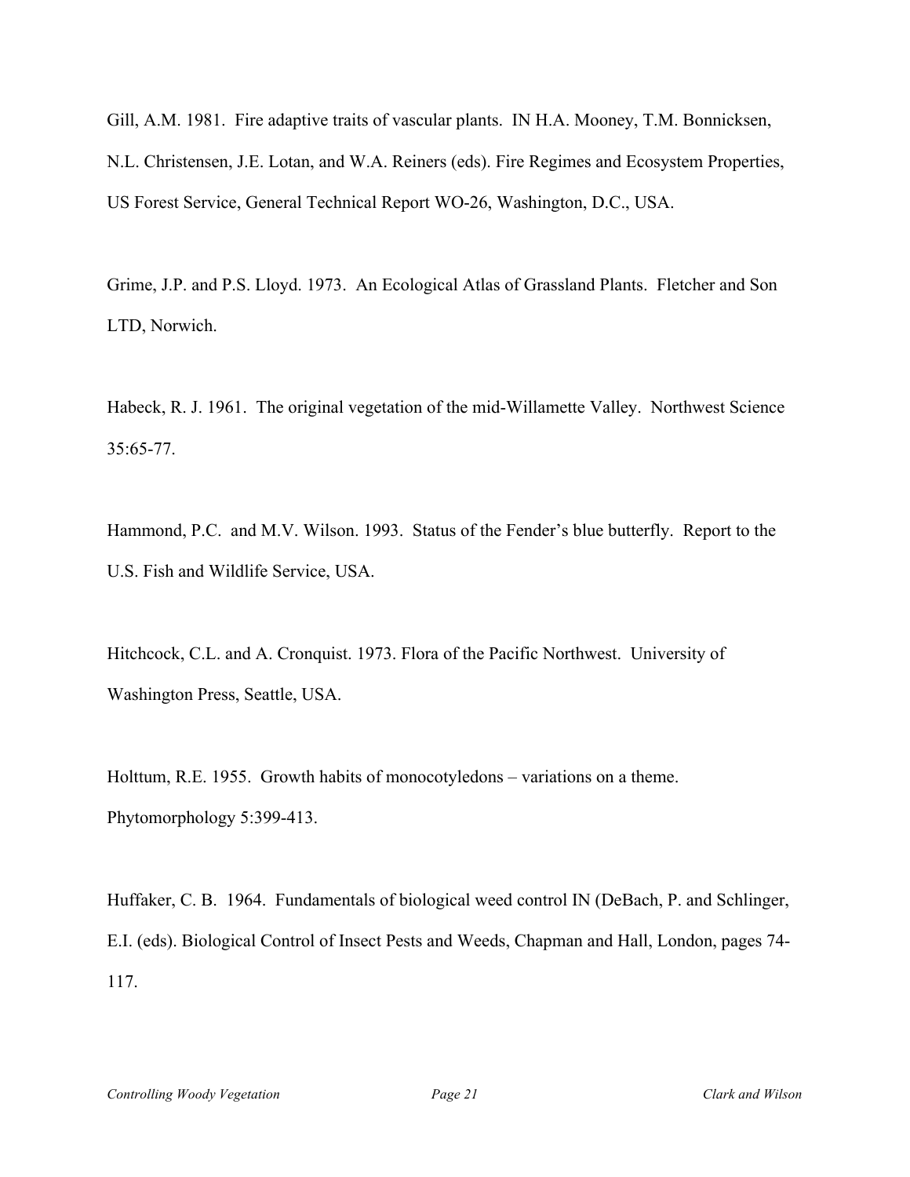Gill, A.M. 1981. Fire adaptive traits of vascular plants. IN H.A. Mooney, T.M. Bonnicksen, N.L. Christensen, J.E. Lotan, and W.A. Reiners (eds). Fire Regimes and Ecosystem Properties, US Forest Service, General Technical Report WO-26, Washington, D.C., USA.

Grime, J.P. and P.S. Lloyd. 1973. An Ecological Atlas of Grassland Plants. Fletcher and Son LTD, Norwich.

Habeck, R. J. 1961. The original vegetation of the mid-Willamette Valley. Northwest Science 35:65-77.

Hammond, P.C. and M.V. Wilson. 1993. Status of the Fender's blue butterfly. Report to the U.S. Fish and Wildlife Service, USA.

Hitchcock, C.L. and A. Cronquist. 1973. Flora of the Pacific Northwest. University of Washington Press, Seattle, USA.

Holttum, R.E. 1955. Growth habits of monocotyledons – variations on a theme. Phytomorphology 5:399-413.

Huffaker, C. B. 1964. Fundamentals of biological weed control IN (DeBach, P. and Schlinger, E.I. (eds). Biological Control of Insect Pests and Weeds, Chapman and Hall, London, pages 74-117.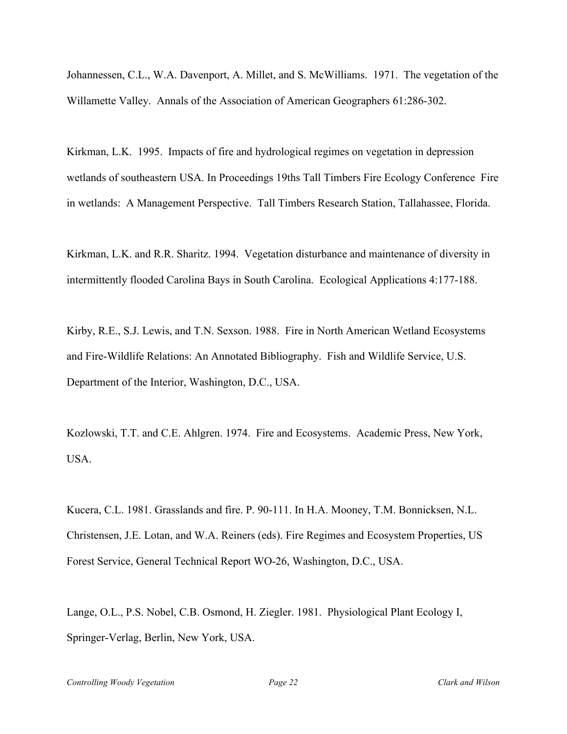Johannessen, C.L., W.A. Davenport, A. Millet, and S. McWilliams. 1971. The vegetation of the Willamette Valley. Annals of the Association of American Geographers 61:286-302.

Kirkman, L.K. 1995. Impacts of fire and hydrological regimes on vegetation in depression wetlands of southeastern USA. In Proceedings 19ths Tall Timbers Fire Ecology Conference Fire in wetlands: A Management Perspective. Tall Timbers Research Station, Tallahassee, Florida.

Kirkman, L.K. and R.R. Sharitz. 1994. Vegetation disturbance and maintenance of diversity in intermittently flooded Carolina Bays in South Carolina. Ecological Applications 4:177-188.

Kirby, R.E., S.J. Lewis, and T.N. Sexson. 1988. Fire in North American Wetland Ecosystems and Fire-Wildlife Relations: An Annotated Bibliography. Fish and Wildlife Service, U.S. Department of the Interior, Washington, D.C., USA.

Kozlowski, T.T. and C.E. Ahlgren. 1974. Fire and Ecosystems. Academic Press, New York, USA.

Kucera, C.L. 1981. Grasslands and fire. P. 90-111. In H.A. Mooney, T.M. Bonnicksen, N.L. Christensen, J.E. Lotan, and W.A. Reiners (eds). Fire Regimes and Ecosystem Properties, US Forest Service, General Technical Report WO-26, Washington, D.C., USA.

Lange, O.L., P.S. Nobel, C.B. Osmond, H. Ziegler. 1981. Physiological Plant Ecology I, Springer-Verlag, Berlin, New York, USA.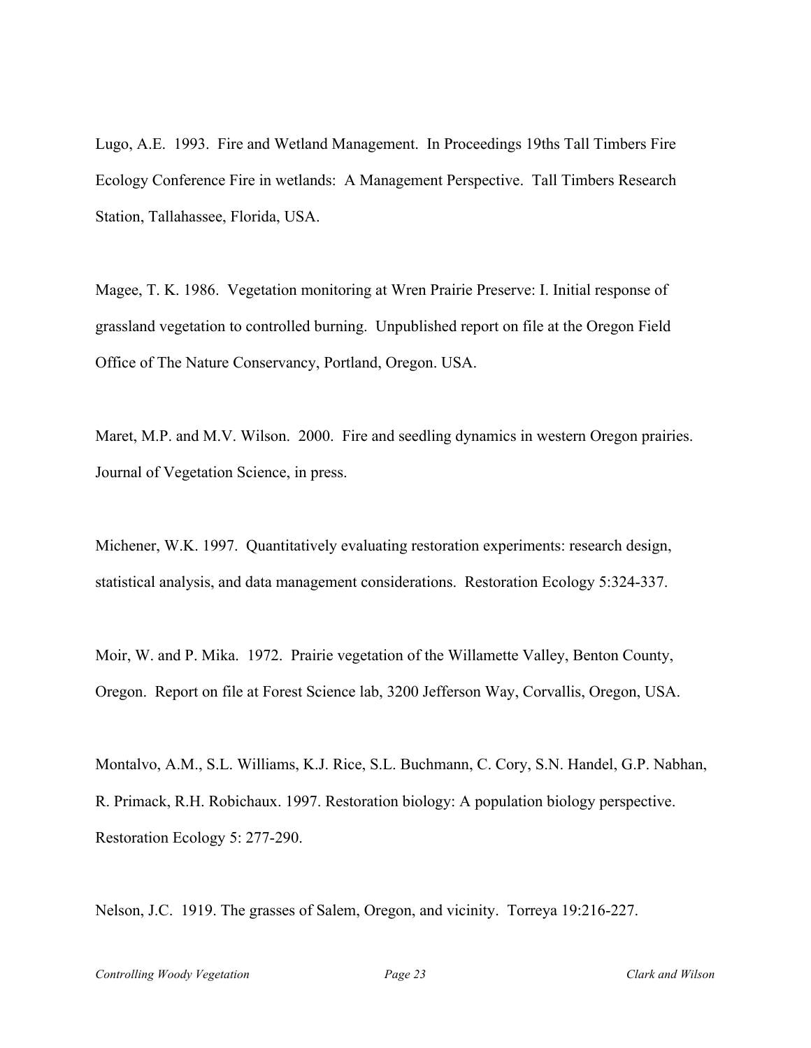Lugo, A.E. 1993. Fire and Wetland Management. In Proceedings 19ths Tall Timbers Fire Ecology Conference Fire in wetlands: A Management Perspective. Tall Timbers Research Station, Tallahassee, Florida, USA.

Magee, T. K. 1986. Vegetation monitoring at Wren Prairie Preserve: I. Initial response of grassland vegetation to controlled burning. Unpublished report on file at the Oregon Field Office of The Nature Conservancy, Portland, Oregon. USA.

Maret, M.P. and M.V. Wilson. 2000. Fire and seedling dynamics in western Oregon prairies. Journal of Vegetation Science, in press.

Michener, W.K. 1997. Quantitatively evaluating restoration experiments: research design, statistical analysis, and data management considerations. Restoration Ecology 5:324-337.

Moir, W. and P. Mika. 1972. Prairie vegetation of the Willamette Valley, Benton County, Oregon. Report on file at Forest Science lab, 3200 Jefferson Way, Corvallis, Oregon, USA.

Montalvo, A.M., S.L. Williams, K.J. Rice, S.L. Buchmann, C. Cory, S.N. Handel, G.P. Nabhan, R. Primack, R.H. Robichaux. 1997. Restoration biology: A population biology perspective. Restoration Ecology 5: 277-290.

Nelson, J.C. 1919. The grasses of Salem, Oregon, and vicinity. Torreya 19:216-227.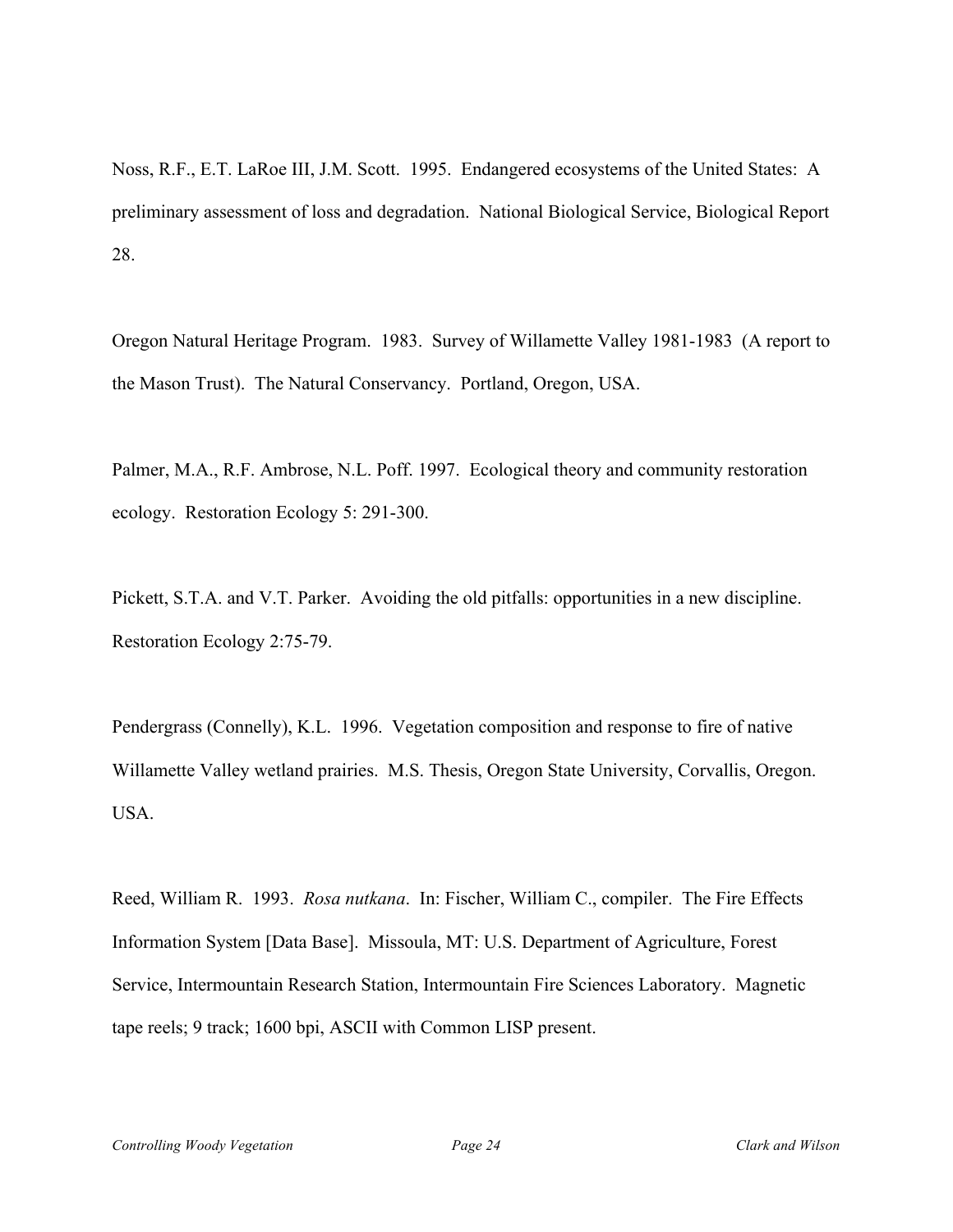Noss, R.F., E.T. LaRoe III, J.M. Scott. 1995. Endangered ecosystems of the United States: A preliminary assessment of loss and degradation. National Biological Service, Biological Report 28.

Oregon Natural Heritage Program. 1983. Survey of Willamette Valley 1981-1983 (A report to the Mason Trust). The Natural Conservancy. Portland, Oregon, USA.

Palmer, M.A., R.F. Ambrose, N.L. Poff. 1997. Ecological theory and community restoration ecology. Restoration Ecology 5: 291-300.

Pickett, S.T.A. and V.T. Parker. Avoiding the old pitfalls: opportunities in a new discipline. Restoration Ecology 2:75-79.

Pendergrass (Connelly), K.L. 1996. Vegetation composition and response to fire of native Willamette Valley wetland prairies. M.S. Thesis, Oregon State University, Corvallis, Oregon. USA.

Reed, William R. 1993. *Rosa nutkana*. In: Fischer, William C., compiler. The Fire Effects Information System [Data Base]. Missoula, MT: U.S. Department of Agriculture, Forest Service, Intermountain Research Station, Intermountain Fire Sciences Laboratory. Magnetic tape reels; 9 track; 1600 bpi, ASCII with Common LISP present.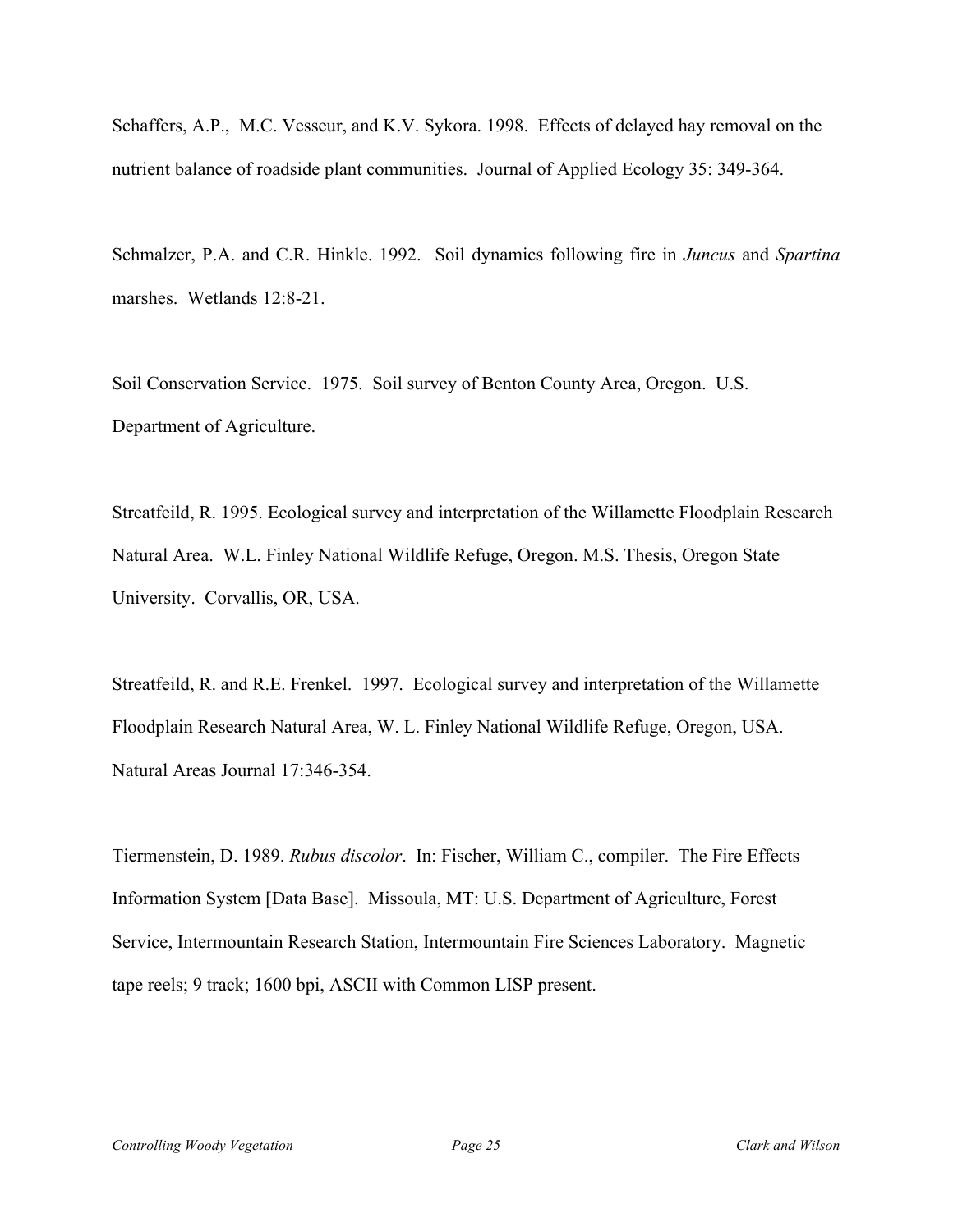Schaffers, A.P., M.C. Vesseur, and K.V. Sykora. 1998. Effects of delayed hay removal on the nutrient balance of roadside plant communities. Journal of Applied Ecology 35: 349-364.

Schmalzer, P.A. and C.R. Hinkle. 1992. Soil dynamics following fire in *Juncus* and *Spartina* marshes. Wetlands 12:8-21.

Soil Conservation Service. 1975. Soil survey of Benton County Area, Oregon. U.S. Department of Agriculture.

Streatfeild, R. 1995. Ecological survey and interpretation of the Willamette Floodplain Research Natural Area. W.L. Finley National Wildlife Refuge, Oregon. M.S. Thesis, Oregon State University. Corvallis, OR, USA.

Streatfeild, R. and R.E. Frenkel. 1997. Ecological survey and interpretation of the Willamette Floodplain Research Natural Area, W. L. Finley National Wildlife Refuge, Oregon, USA. Natural Areas Journal 17:346-354.

Tiermenstein, D. 1989. *Rubus discolor*. In: Fischer, William C., compiler. The Fire Effects Information System [Data Base]. Missoula, MT: U.S. Department of Agriculture, Forest Service, Intermountain Research Station, Intermountain Fire Sciences Laboratory. Magnetic tape reels; 9 track; 1600 bpi, ASCII with Common LISP present.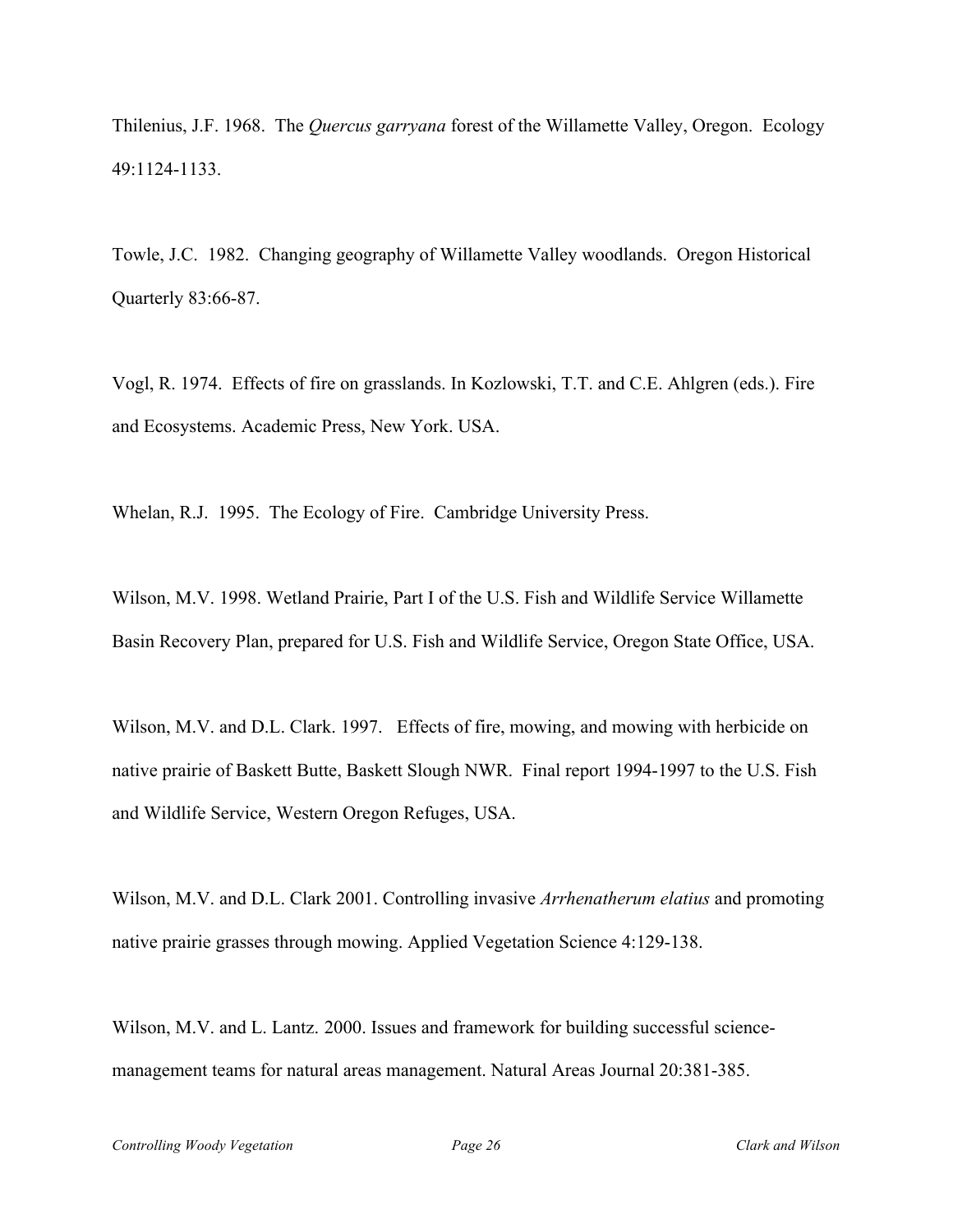Thilenius, J.F. 1968. The *Quercus garryana* forest of the Willamette Valley, Oregon. Ecology 49:1124-1133.

Towle, J.C. 1982. Changing geography of Willamette Valley woodlands. Oregon Historical Quarterly 83:66-87.

Vogl, R. 1974. Effects of fire on grasslands. In Kozlowski, T.T. and C.E. Ahlgren (eds.). Fire and Ecosystems. Academic Press, New York. USA.

Whelan, R.J. 1995. The Ecology of Fire. Cambridge University Press.

Wilson, M.V. 1998. Wetland Prairie, Part I of the U.S. Fish and Wildlife Service Willamette Basin Recovery Plan, prepared for U.S. Fish and Wildlife Service, Oregon State Office, USA.

Wilson, M.V. and D.L. Clark. 1997. Effects of fire, mowing, and mowing with herbicide on native prairie of Baskett Butte, Baskett Slough NWR. Final report 1994-1997 to the U.S. Fish and Wildlife Service, Western Oregon Refuges, USA.

Wilson, M.V. and D.L. Clark 2001. Controlling invasive *Arrhenatherum elatius* and promoting native prairie grasses through mowing. Applied Vegetation Science 4:129-138.

Wilson, M.V. and L. Lantz. 2000. Issues and framework for building successful science-management teams for natural areas management. Natural Areas Journal 20:381-385.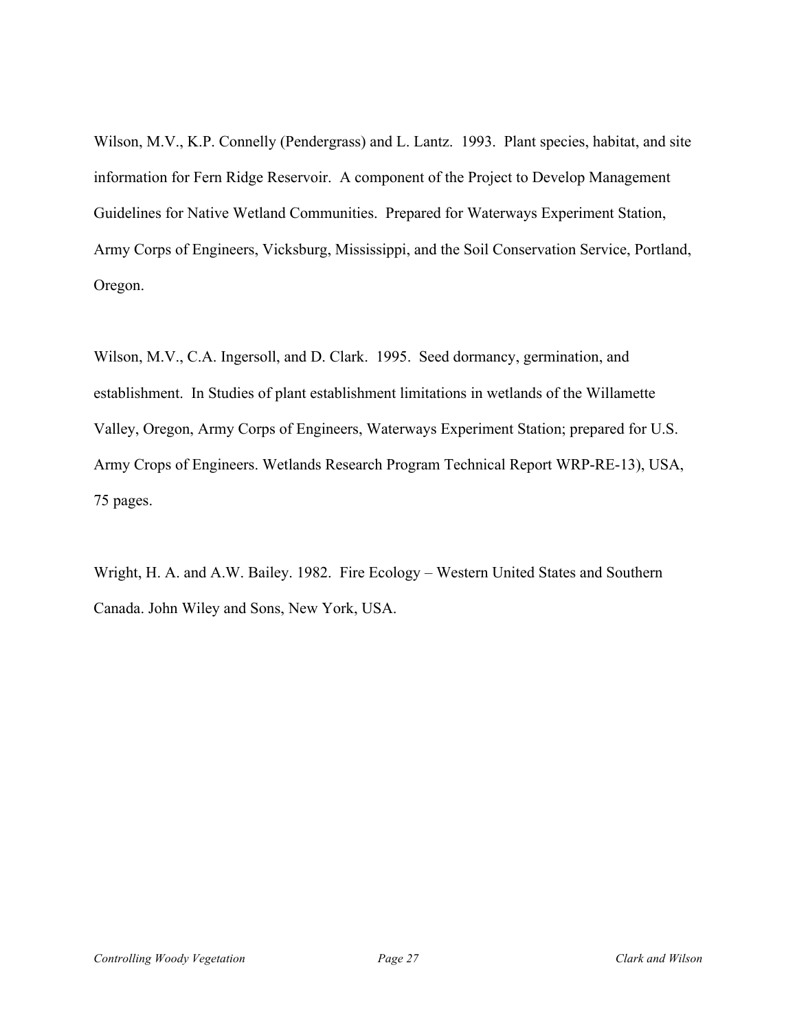Wilson, M.V., K.P. Connelly (Pendergrass) and L. Lantz. 1993. Plant species, habitat, and site information for Fern Ridge Reservoir. A component of the Project to Develop Management Guidelines for Native Wetland Communities. Prepared for Waterways Experiment Station, Army Corps of Engineers, Vicksburg, Mississippi, and the Soil Conservation Service, Portland, Oregon.

Wilson, M.V., C.A. Ingersoll, and D. Clark. 1995. Seed dormancy, germination, and establishment. In Studies of plant establishment limitations in wetlands of the Willamette Valley, Oregon, Army Corps of Engineers, Waterways Experiment Station; prepared for U.S. Army Crops of Engineers. Wetlands Research Program Technical Report WRP-RE-13), USA, 75 pages.

Wright, H. A. and A.W. Bailey. 1982. Fire Ecology – Western United States and Southern Canada. John Wiley and Sons, New York, USA.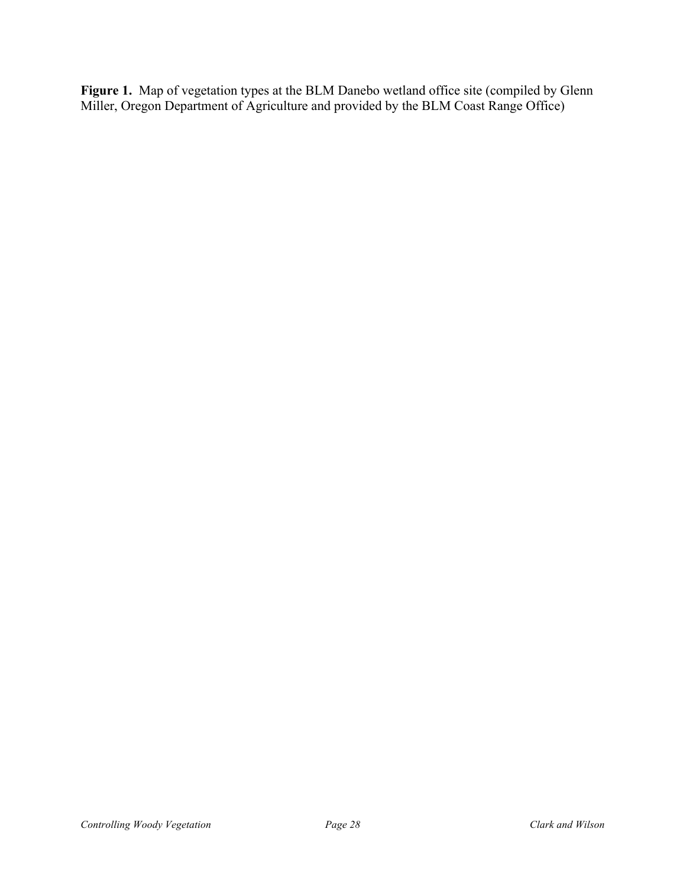**Figure 1.** Map of vegetation types at the BLM Danebo wetland office site (compiled by Glenn Miller, Oregon Department of Agriculture and provided by the BLM Coast Range Office)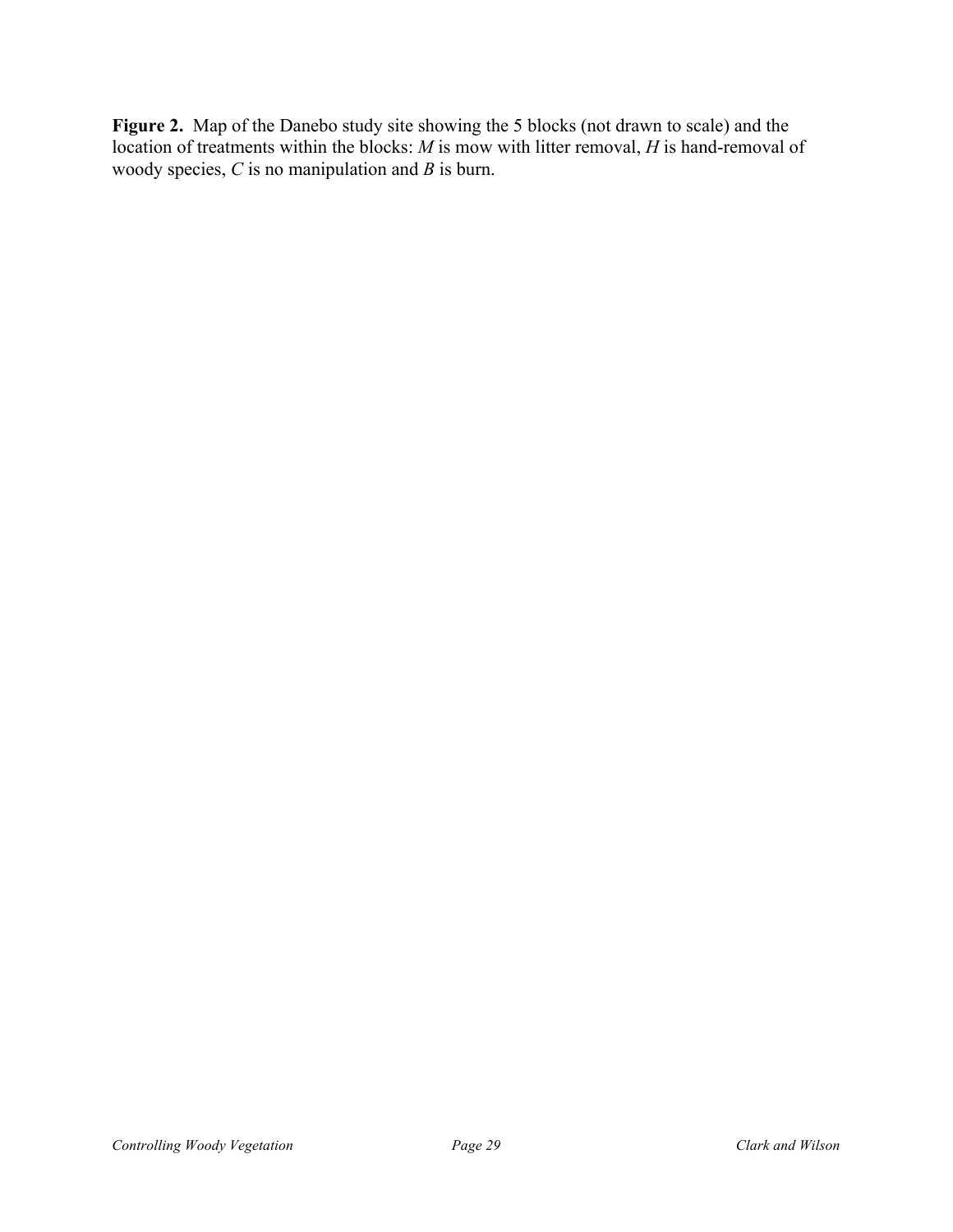**Figure 2.** Map of the Danebo study site showing the 5 blocks (not drawn to scale) and the location of treatments within the blocks: *M* is mow with litter removal, *H* is hand-removal of woody species, *C* is no manipulation and *B* is burn.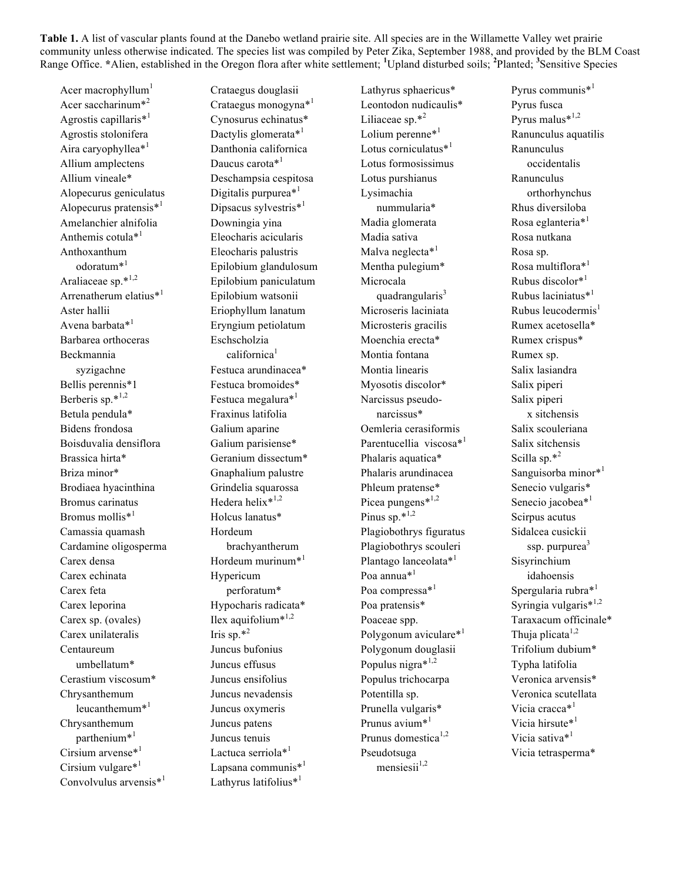**Table 1.** A list of vascular plants found at the Danebo wetland prairie site. All species are in the Willamette Valley wet prairie community unless otherwise indicated. The species list was compiled by Peter Zika, September 1988, and provided by the BLM Coast Range Office. *Alien, established in the Oregon flora after white settlement; [1]Upland disturbed soils; [2]Planted; [3]Sensitive Species

Acer macrophyllum[1]
Acer saccharinum*[2]
Agrostis capillaris*[1]
Agrostis stolonifera
Aira caryophyllea*[1]
Allium amplectens
Allium vineale*
Alopecurus geniculatus
Alopecurus pratensis*[1]
Amelanchier alnifolia
Anthemis cotula*[1]
Anthoxanthum odoratum*[1]
Araliaceae sp.*[1,2]
Arrenatherum elatius*[1]
Aster hallii
Avena barbata*[1]
Barbarea orthoceras
Beckmannia syzigachne
Bellis perennis*1
Berberis sp.*[1,2]
Betula pendula*
Bidens frondosa
Boisduvalia densiflora
Brassica hirta*
Briza minor*
Brodiaea hyacinthina
Bromus carinatus
Bromus mollis*[1]
Camassia quamash
Cardamine oligosperma
Carex densa
Carex echinata
Carex feta
Carex leporina
Carex sp. (ovales)
Carex unilateralis
Centaureum umbellatum*
Cerastium viscosum*
Chrysanthemum leucanthemum*[1]
Chrysanthemum parthenium*[1]
Cirsium arvense*[1]
Cirsium vulgare*[1]
Convolvulus arvensis*[1]
Crataegus douglasii
Crataegus monogyna*[1]
Cynosurus echinatus*
Dactylis glomerata*[1]
Danthonia californica
Daucus carota*[1]
Deschampsia cespitosa
Digitalis purpurea*[1]
Dipsacus sylvestris*[1]
Downingia yina
Eleocharis acicularis
Eleocharis palustris
Epilobium glandulosum
Epilobium paniculatum
Epilobium watsonii
Eriophyllum lanatum
Eryngium petiolatum
Eschscholzia californica[1]
Festuca arundinacea*
Festuca bromoides*
Festuca megalura*[1]
Fraxinus latifolia
Galium aparine
Galium parisiense*
Geranium dissectum*
Gnaphalium palustre
Grindelia squarossa
Hedera helix*[1,2]
Holcus lanatus*
Hordeum brachyantherum
Hordeum murinum*[1]
Hypericum perforatum*
Hypochaeris radicata*
Ilex aquifolium*[1,2]
Iris sp.*[2]
Juncus bufonius
Juncus effusus
Juncus ensifolius
Juncus nevadensis
Juncus oxymeris
Juncus patens
Juncus tenuis
Lactuca serriola*[1]
Lapsana communis*[1]
Lathyrus latifolius*[1]
Lathyrus sphaericus*
Leontodon nudicaulis*
Liliaceae sp.*[2]
Lolium perenne*[1]
Lotus corniculatus*[1]
Lotus formosissimus
Lotus purshianus
Lysimachia nummularia*
Madia glomerata
Madia sativa
Malva neglecta*[1]
Mentha pulegium*
Microcala quadrangularis[3]
Microseris laciniata
Microsteris gracilis
Moenchia erecta*
Montia fontana
Montia linearis
Myosotis discolor*
Narcissus pseudo-narcissus*
Oemleria cerasiformis
Parentucellia viscosa*[1]
Phalaris aquatica*
Phalaris arundinacea
Phleum pratense*
Picea pungens*[1,2]
Pinus sp.*[1,2]
Plagiobothrys figuratus
Plagiobothrys scouleri
Plantago lanceolata*[1]
Poa annua*[1]
Poa compressa*[1]
Poa pratensis*
Poaceae spp.
Polygonum aviculare*[1]
Polygonum douglasii
Populus nigra*[1,2]
Populus trichocarpa
Potentilla sp.
Prunella vulgaris*
Prunus avium*[1]
Prunus domestica[1,2]
Pseudotsuga mensiesii[1,2]
Pyrus communis*[1]
Pyrus fusca
Pyrus malus*[1,2]
Ranunculus aquatilis
Ranunculus occidentalis
Ranunculus orthorhynchus
Rhus diversiloba
Rosa eglanteria*[1]
Rosa nutkana
Rosa sp.
Rosa multiflora*[1]
Rubus discolor*[1]
Rubus laciniatus*[1]
Rubus leucodermis[1]
Rumex acetosella*
Rumex crispus*
Rumex sp.
Salix lasiandra
Salix piperi
Salix piperi x sitchensis
Salix scouleriana
Salix sitchensis
Scilla sp.*[2]
Sanguisorba minor*[1]
Senecio vulgaris*
Senecio jacobea*[1]
Scirpus acutus
Sidalcea cusickii ssp. purpurea[3]
Sisyrinchium idahoensis
Spergularia rubra*[1]
Syringia vulgaris*[1,2]
Taraxacum officinale*
Thuja plicata[1,2]
Trifolium dubium*
Typha latifolia
Veronica arvensis*
Veronica scutellata
Vicia cracca*[1]
Vicia hirsute*[1]
Vicia sativa*[1]
Vicia tetrasperma*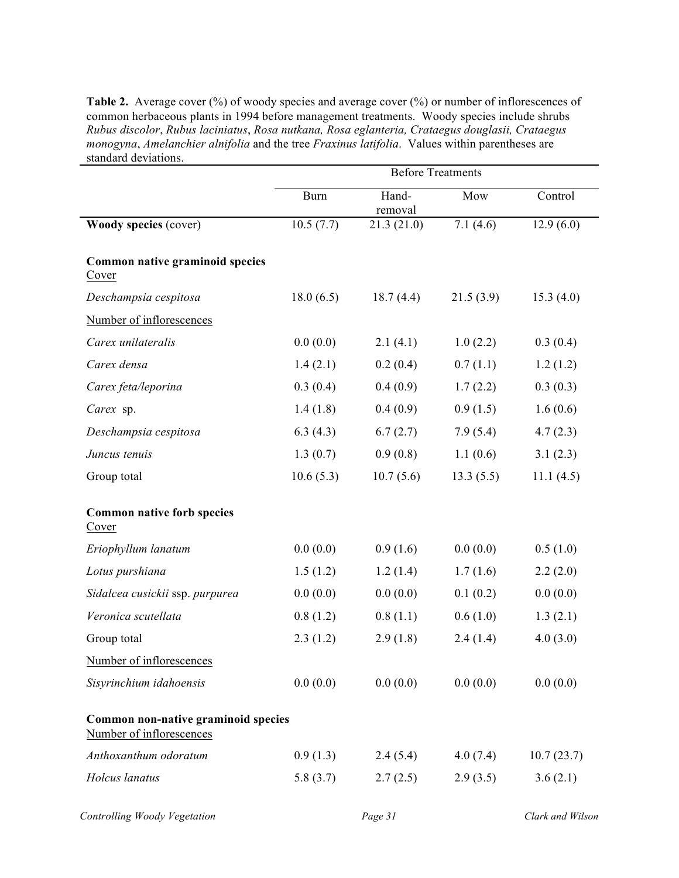**Table 2.** Average cover (%) of woody species and average cover (%) or number of inflorescences of common herbaceous plants in 1994 before management treatments. Woody species include shrubs *Rubus discolor*, *Rubus laciniatus*, *Rosa nutkana, Rosa eglanteria, Crataegus douglasii, Crataegus monogyna*, *Amelanchier alnifolia* and the tree *Fraxinus latifolia*. Values within parentheses are standard deviations.

| | Before Treatments | | | |
|---|---|---|---|---|
| | Burn | Hand-removal | Mow | Control |
| **Woody species** (cover) | 10.5 (7.7) | 21.3 (21.0) | 7.1 (4.6) | 12.9 (6.0) |
| **Common native graminoid species** | | | | |
| Cover | | | | |
| *Deschampsia cespitosa* | 18.0 (6.5) | 18.7 (4.4) | 21.5 (3.9) | 15.3 (4.0) |
| Number of inflorescences | | | | |
| *Carex unilateralis* | 0.0 (0.0) | 2.1 (4.1) | 1.0 (2.2) | 0.3 (0.4) |
| *Carex densa* | 1.4 (2.1) | 0.2 (0.4) | 0.7 (1.1) | 1.2 (1.2) |
| *Carex feta/leporina* | 0.3 (0.4) | 0.4 (0.9) | 1.7 (2.2) | 0.3 (0.3) |
| *Carex* sp. | 1.4 (1.8) | 0.4 (0.9) | 0.9 (1.5) | 1.6 (0.6) |
| *Deschampsia cespitosa* | 6.3 (4.3) | 6.7 (2.7) | 7.9 (5.4) | 4.7 (2.3) |
| *Juncus tenuis* | 1.3 (0.7) | 0.9 (0.8) | 1.1 (0.6) | 3.1 (2.3) |
| Group total | 10.6 (5.3) | 10.7 (5.6) | 13.3 (5.5) | 11.1 (4.5) |
| **Common native forb species** | | | | |
| Cover | | | | |
| *Eriophyllum lanatum* | 0.0 (0.0) | 0.9 (1.6) | 0.0 (0.0) | 0.5 (1.0) |
| *Lotus purshiana* | 1.5 (1.2) | 1.2 (1.4) | 1.7 (1.6) | 2.2 (2.0) |
| *Sidalcea cusickii* ssp. *purpurea* | 0.0 (0.0) | 0.0 (0.0) | 0.1 (0.2) | 0.0 (0.0) |
| *Veronica scutellata* | 0.8 (1.2) | 0.8 (1.1) | 0.6 (1.0) | 1.3 (2.1) |
| Group total | 2.3 (1.2) | 2.9 (1.8) | 2.4 (1.4) | 4.0 (3.0) |
| Number of inflorescences | | | | |
| *Sisyrinchium idahoensis* | 0.0 (0.0) | 0.0 (0.0) | 0.0 (0.0) | 0.0 (0.0) |
| **Common non-native graminoid species** | | | | |
| Number of inflorescences | | | | |
| *Anthoxanthum odoratum* | 0.9 (1.3) | 2.4 (5.4) | 4.0 (7.4) | 10.7 (23.7) |
| *Holcus lanatus* | 5.8 (3.7) | 2.7 (2.5) | 2.9 (3.5) | 3.6 (2.1) |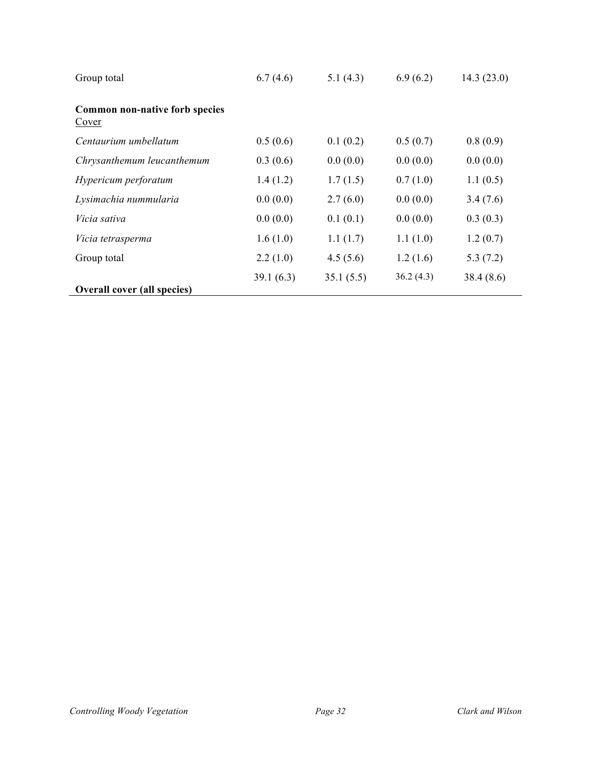| | | | | |
|---|---|---|---|---|
| Group total | 6.7 (4.6) | 5.1 (4.3) | 6.9 (6.2) | 14.3 (23.0) |
| **Common non-native forb species** | | | | |
| Cover | | | | |
| *Centaurium umbellatum* | 0.5 (0.6) | 0.1 (0.2) | 0.5 (0.7) | 0.8 (0.9) |
| *Chrysanthemum leucanthemum* | 0.3 (0.6) | 0.0 (0.0) | 0.0 (0.0) | 0.0 (0.0) |
| *Hypericum perforatum* | 1.4 (1.2) | 1.7 (1.5) | 0.7 (1.0) | 1.1 (0.5) |
| *Lysimachia nummularia* | 0.0 (0.0) | 2.7 (6.0) | 0.0 (0.0) | 3.4 (7.6) |
| *Vicia sativa* | 0.0 (0.0) | 0.1 (0.1) | 0.0 (0.0) | 0.3 (0.3) |
| *Vicia tetrasperma* | 1.6 (1.0) | 1.1 (1.7) | 1.1 (1.0) | 1.2 (0.7) |
| Group total | 2.2 (1.0) | 4.5 (5.6) | 1.2 (1.6) | 5.3 (7.2) |
| **Overall cover (all species)** | 39.1 (6.3) | 35.1 (5.5) | 36.2 (4.3) | 38.4 (8.6) |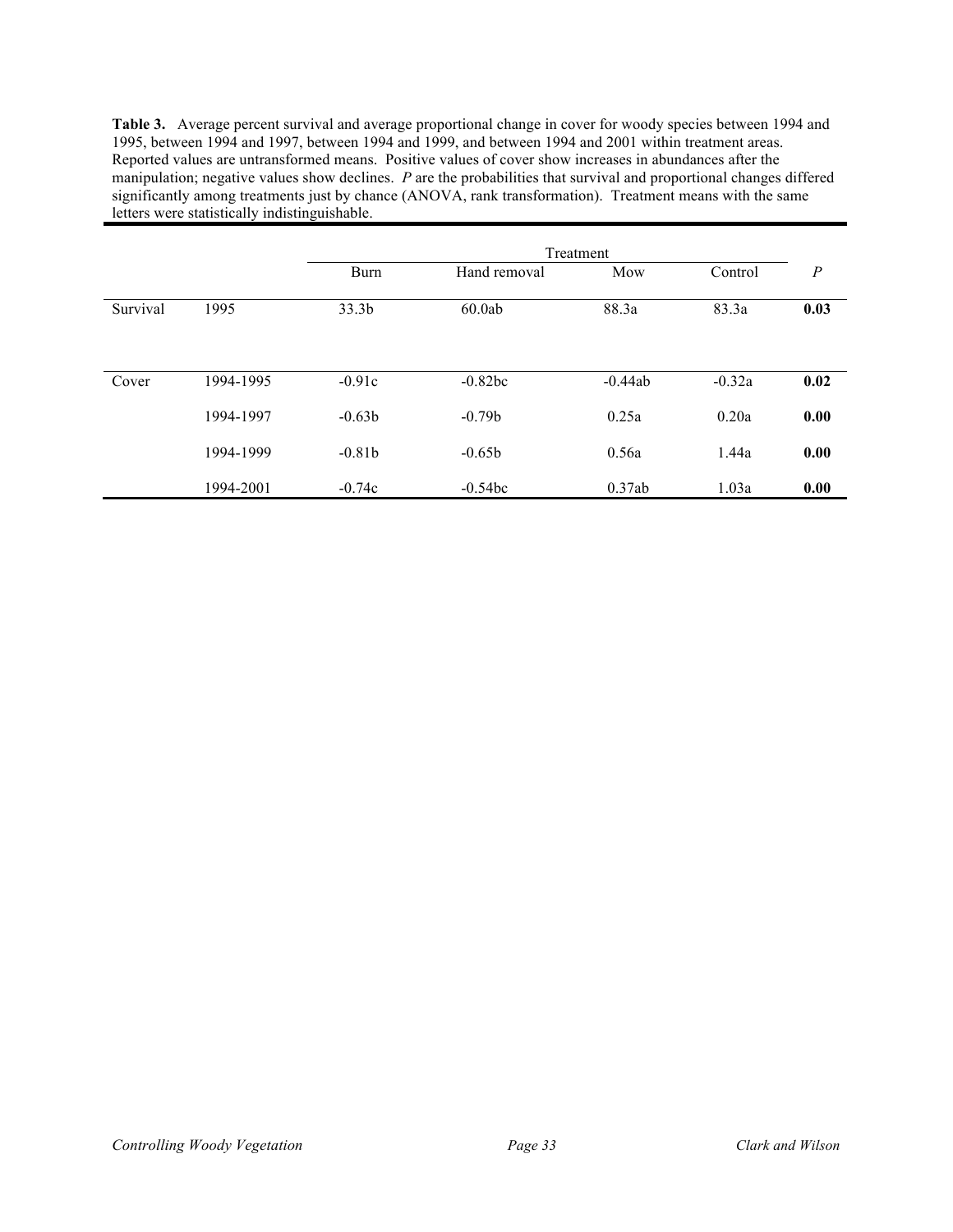**Table 3.** Average percent survival and average proportional change in cover for woody species between 1994 and 1995, between 1994 and 1997, between 1994 and 1999, and between 1994 and 2001 within treatment areas. Reported values are untransformed means. Positive values of cover show increases in abundances after the manipulation; negative values show declines. *P* are the probabilities that survival and proportional changes differed significantly among treatments just by chance (ANOVA, rank transformation). Treatment means with the same letters were statistically indistinguishable.

| | | Treatment | | | | |
|---|---|---|---|---|---|---|
| | | Burn | Hand removal | Mow | Control | *P* |
| Survival | 1995 | 33.3b | 60.0ab | 88.3a | 83.3a | **0.03** |
| Cover | 1994-1995 | -0.91c | -0.82bc | -0.44ab | -0.32a | **0.02** |
| | 1994-1997 | -0.63b | -0.79b | 0.25a | 0.20a | **0.00** |
| | 1994-1999 | -0.81b | -0.65b | 0.56a | 1.44a | **0.00** |
| | 1994-2001 | -0.74c | -0.54bc | 0.37ab | 1.03a | **0.00** |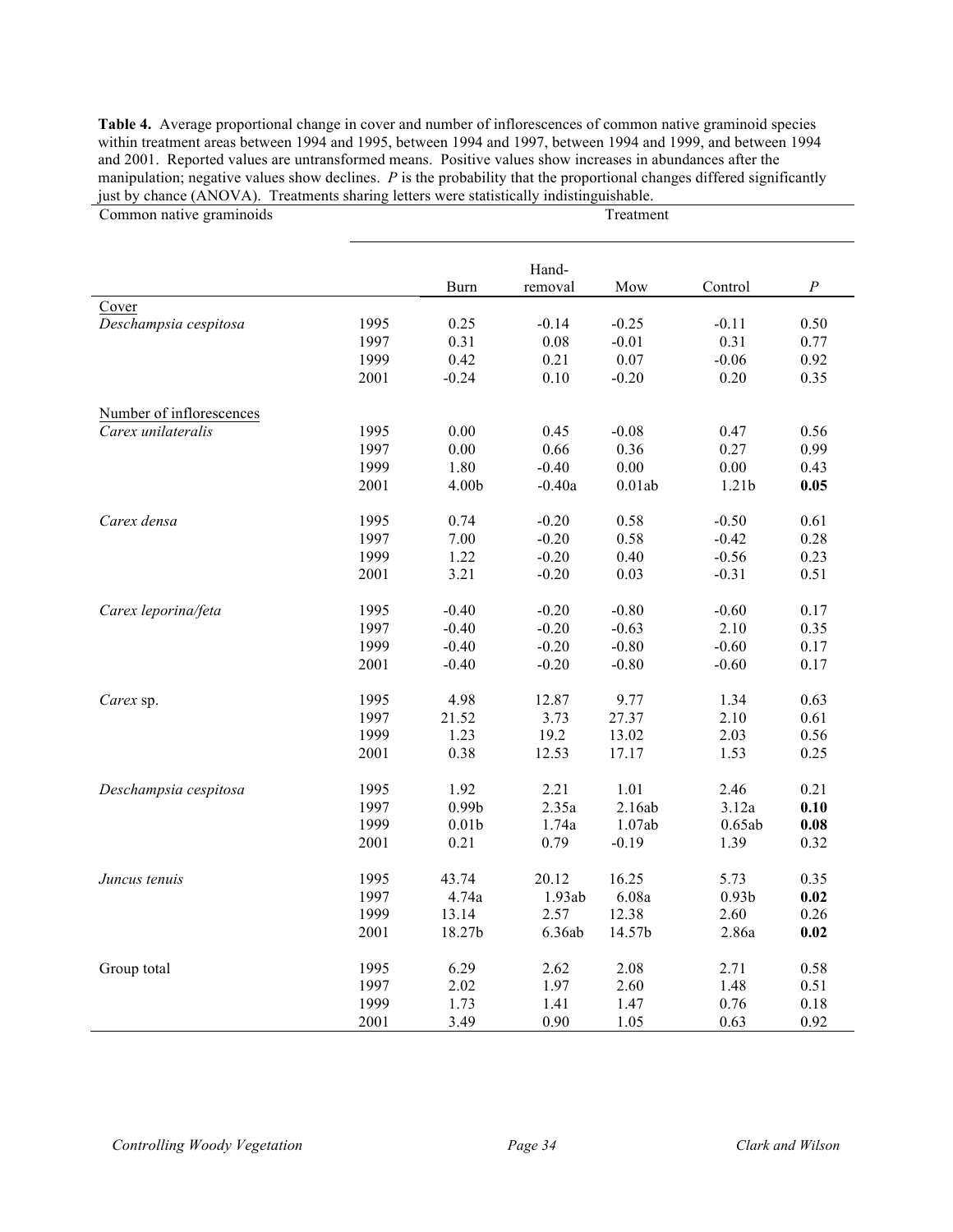**Table 4.** Average proportional change in cover and number of inflorescences of common native graminoid species within treatment areas between 1994 and 1995, between 1994 and 1997, between 1994 and 1999, and between 1994 and 2001. Reported values are untransformed means. Positive values show increases in abundances after the manipulation; negative values show declines. *P* is the probability that the proportional changes differed significantly just by chance (ANOVA). Treatments sharing letters were statistically indistinguishable.

| Common native graminoids | | Treatment | | | | |
|---|---|---|---|---|---|---|
| | | Burn | Hand-removal | Mow | Control | *P* |
| Cover | | | | | | |
| *Deschampsia cespitosa* | 1995 | 0.25 | -0.14 | -0.25 | -0.11 | 0.50 |
| | 1997 | 0.31 | 0.08 | -0.01 | 0.31 | 0.77 |
| | 1999 | 0.42 | 0.21 | 0.07 | -0.06 | 0.92 |
| | 2001 | -0.24 | 0.10 | -0.20 | 0.20 | 0.35 |
| Number of inflorescences | | | | | | |
| *Carex unilateralis* | 1995 | 0.00 | 0.45 | -0.08 | 0.47 | 0.56 |
| | 1997 | 0.00 | 0.66 | 0.36 | 0.27 | 0.99 |
| | 1999 | 1.80 | -0.40 | 0.00 | 0.00 | 0.43 |
| | 2001 | 4.00b | -0.40a | 0.01ab | 1.21b | **0.05** |
| *Carex densa* | 1995 | 0.74 | -0.20 | 0.58 | -0.50 | 0.61 |
| | 1997 | 7.00 | -0.20 | 0.58 | -0.42 | 0.28 |
| | 1999 | 1.22 | -0.20 | 0.40 | -0.56 | 0.23 |
| | 2001 | 3.21 | -0.20 | 0.03 | -0.31 | 0.51 |
| *Carex leporina/feta* | 1995 | -0.40 | -0.20 | -0.80 | -0.60 | 0.17 |
| | 1997 | -0.40 | -0.20 | -0.63 | 2.10 | 0.35 |
| | 1999 | -0.40 | -0.20 | -0.80 | -0.60 | 0.17 |
| | 2001 | -0.40 | -0.20 | -0.80 | -0.60 | 0.17 |
| *Carex* sp. | 1995 | 4.98 | 12.87 | 9.77 | 1.34 | 0.63 |
| | 1997 | 21.52 | 3.73 | 27.37 | 2.10 | 0.61 |
| | 1999 | 1.23 | 19.2 | 13.02 | 2.03 | 0.56 |
| | 2001 | 0.38 | 12.53 | 17.17 | 1.53 | 0.25 |
| *Deschampsia cespitosa* | 1995 | 1.92 | 2.21 | 1.01 | 2.46 | 0.21 |
| | 1997 | 0.99b | 2.35a | 2.16ab | 3.12a | **0.10** |
| | 1999 | 0.01b | 1.74a | 1.07ab | 0.65ab | **0.08** |
| | 2001 | 0.21 | 0.79 | -0.19 | 1.39 | 0.32 |
| *Juncus tenuis* | 1995 | 43.74 | 20.12 | 16.25 | 5.73 | 0.35 |
| | 1997 | 4.74a | 1.93ab | 6.08a | 0.93b | **0.02** |
| | 1999 | 13.14 | 2.57 | 12.38 | 2.60 | 0.26 |
| | 2001 | 18.27b | 6.36ab | 14.57b | 2.86a | **0.02** |
| Group total | 1995 | 6.29 | 2.62 | 2.08 | 2.71 | 0.58 |
| | 1997 | 2.02 | 1.97 | 2.60 | 1.48 | 0.51 |
| | 1999 | 1.73 | 1.41 | 1.47 | 0.76 | 0.18 |
| | 2001 | 3.49 | 0.90 | 1.05 | 0.63 | 0.92 |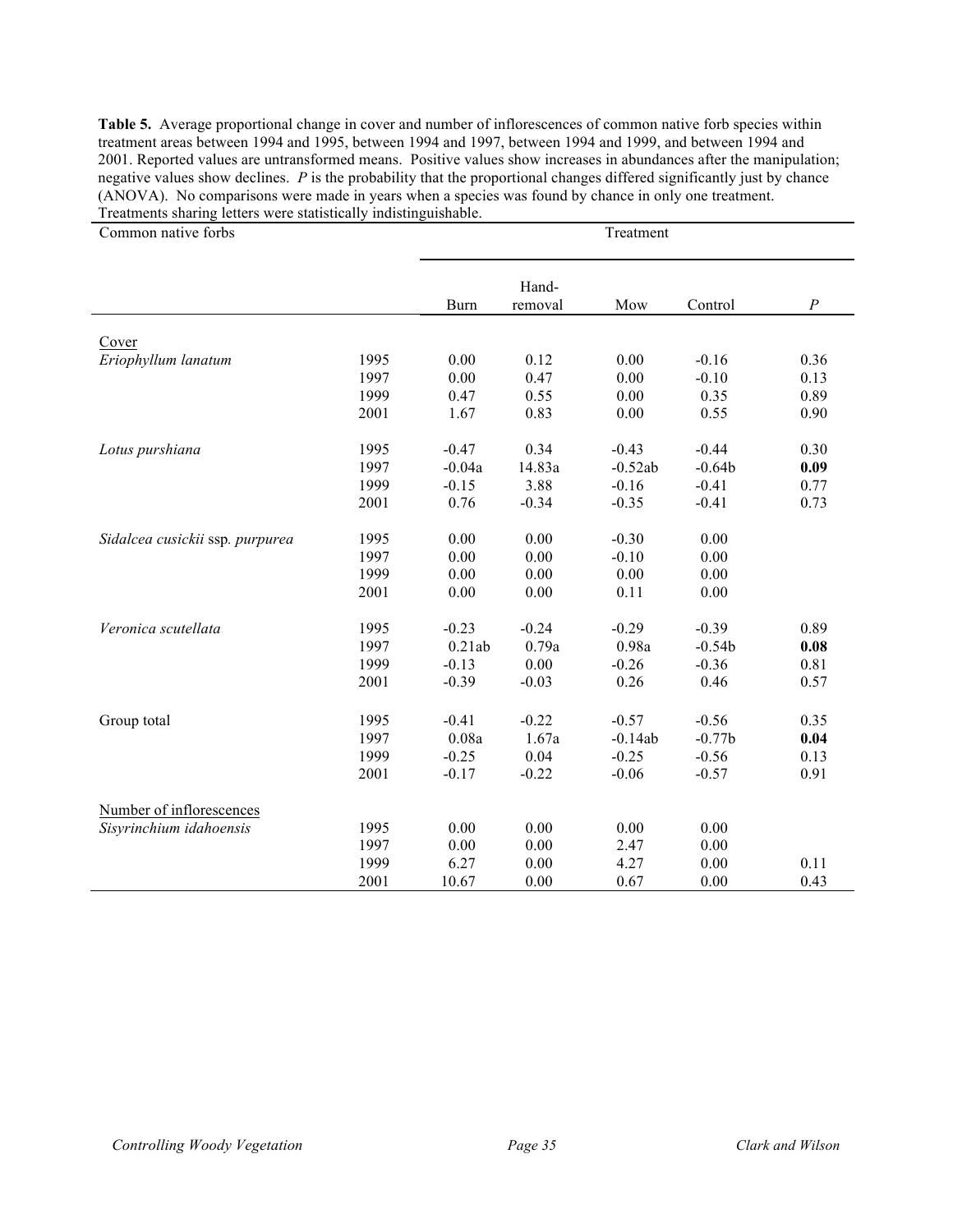**Table 5.** Average proportional change in cover and number of inflorescences of common native forb species within treatment areas between 1994 and 1995, between 1994 and 1997, between 1994 and 1999, and between 1994 and 2001. Reported values are untransformed means. Positive values show increases in abundances after the manipulation; negative values show declines. *P* is the probability that the proportional changes differed significantly just by chance (ANOVA). No comparisons were made in years when a species was found by chance in only one treatment. Treatments sharing letters were statistically indistinguishable.

| Common native forbs | | Treatment | | | | |
|---|---|---|---|---|---|---|
| | | Burn | Hand-removal | Mow | Control | *P* |
| Cover | | | | | | |
| *Eriophyllum lanatum* | 1995 | 0.00 | 0.12 | 0.00 | -0.16 | 0.36 |
| | 1997 | 0.00 | 0.47 | 0.00 | -0.10 | 0.13 |
| | 1999 | 0.47 | 0.55 | 0.00 | 0.35 | 0.89 |
| | 2001 | 1.67 | 0.83 | 0.00 | 0.55 | 0.90 |
| *Lotus purshiana* | 1995 | -0.47 | 0.34 | -0.43 | -0.44 | 0.30 |
| | 1997 | -0.04a | 14.83a | -0.52ab | -0.64b | **0.09** |
| | 1999 | -0.15 | 3.88 | -0.16 | -0.41 | 0.77 |
| | 2001 | 0.76 | -0.34 | -0.35 | -0.41 | 0.73 |
| *Sidalcea cusickii* ssp. *purpurea* | 1995 | 0.00 | 0.00 | -0.30 | 0.00 | |
| | 1997 | 0.00 | 0.00 | -0.10 | 0.00 | |
| | 1999 | 0.00 | 0.00 | 0.00 | 0.00 | |
| | 2001 | 0.00 | 0.00 | 0.11 | 0.00 | |
| *Veronica scutellata* | 1995 | -0.23 | -0.24 | -0.29 | -0.39 | 0.89 |
| | 1997 | 0.21ab | 0.79a | 0.98a | -0.54b | **0.08** |
| | 1999 | -0.13 | 0.00 | -0.26 | -0.36 | 0.81 |
| | 2001 | -0.39 | -0.03 | 0.26 | 0.46 | 0.57 |
| Group total | 1995 | -0.41 | -0.22 | -0.57 | -0.56 | 0.35 |
| | 1997 | 0.08a | 1.67a | -0.14ab | -0.77b | **0.04** |
| | 1999 | -0.25 | 0.04 | -0.25 | -0.56 | 0.13 |
| | 2001 | -0.17 | -0.22 | -0.06 | -0.57 | 0.91 |
| Number of inflorescences | | | | | | |
| *Sisyrinchium idahoensis* | 1995 | 0.00 | 0.00 | 0.00 | 0.00 | |
| | 1997 | 0.00 | 0.00 | 2.47 | 0.00 | |
| | 1999 | 6.27 | 0.00 | 4.27 | 0.00 | 0.11 |
| | 2001 | 10.67 | 0.00 | 0.67 | 0.00 | 0.43 |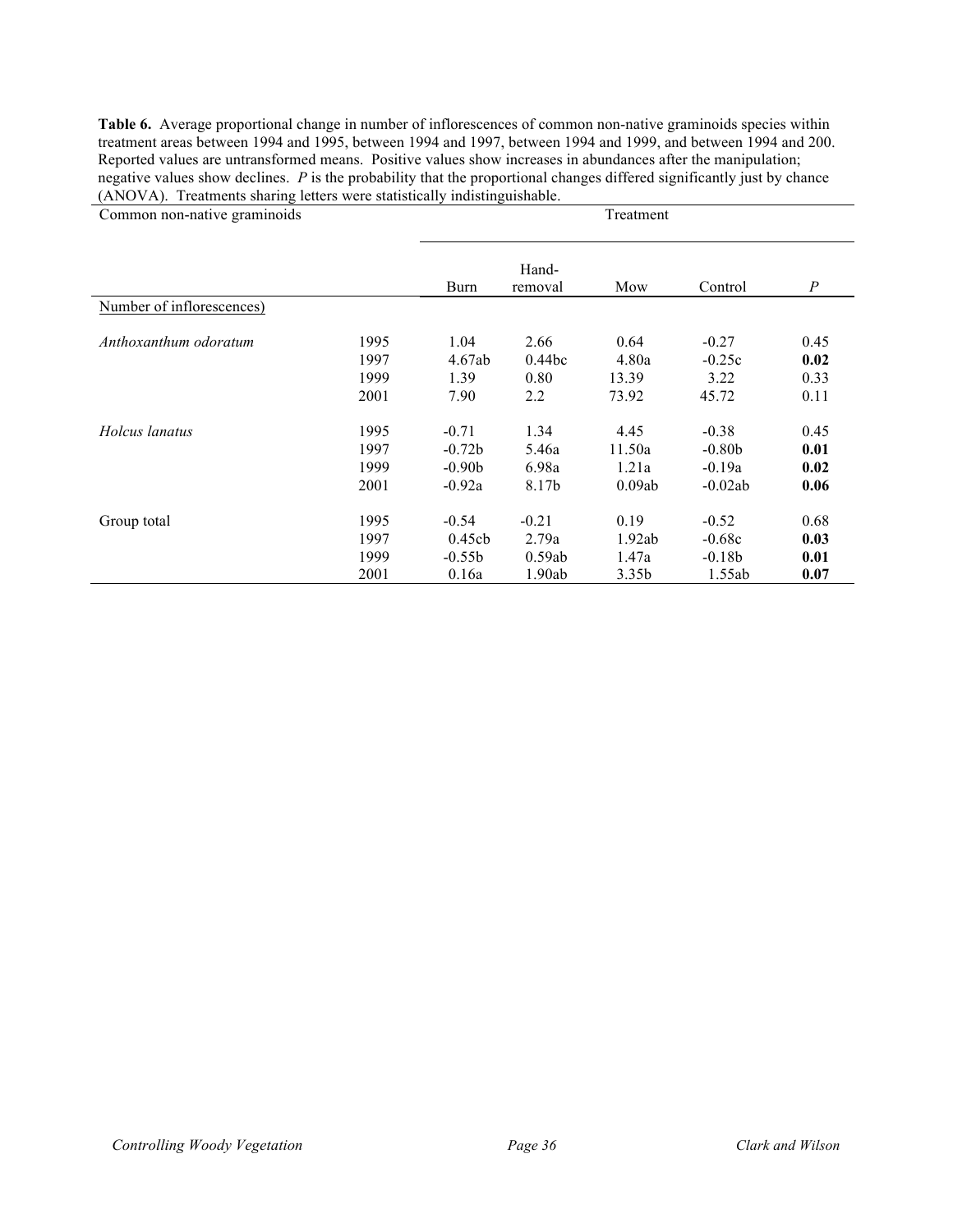**Table 6.** Average proportional change in number of inflorescences of common non-native graminoids species within treatment areas between 1994 and 1995, between 1994 and 1997, between 1994 and 1999, and between 1994 and 200. Reported values are untransformed means. Positive values show increases in abundances after the manipulation; negative values show declines. *P* is the probability that the proportional changes differed significantly just by chance (ANOVA). Treatments sharing letters were statistically indistinguishable.

| Common non-native graminoids | | Treatment | | | | |
|---|---|---|---|---|---|---|
| | | Burn | Hand-removal | Mow | Control | *P* |
| Number of inflorescences) | | | | | | |
| *Anthoxanthum odoratum* | 1995 | 1.04 | 2.66 | 0.64 | -0.27 | 0.45 |
| | 1997 | 4.67ab | 0.44bc | 4.80a | -0.25c | **0.02** |
| | 1999 | 1.39 | 0.80 | 13.39 | 3.22 | 0.33 |
| | 2001 | 7.90 | 2.2 | 73.92 | 45.72 | 0.11 |
| *Holcus lanatus* | 1995 | -0.71 | 1.34 | 4.45 | -0.38 | 0.45 |
| | 1997 | -0.72b | 5.46a | 11.50a | -0.80b | **0.01** |
| | 1999 | -0.90b | 6.98a | 1.21a | -0.19a | **0.02** |
| | 2001 | -0.92a | 8.17b | 0.09ab | -0.02ab | **0.06** |
| Group total | 1995 | -0.54 | -0.21 | 0.19 | -0.52 | 0.68 |
| | 1997 | 0.45cb | 2.79a | 1.92ab | -0.68c | **0.03** |
| | 1999 | -0.55b | 0.59ab | 1.47a | -0.18b | **0.01** |
| | 2001 | 0.16a | 1.90ab | 3.35b | 1.55ab | **0.07** |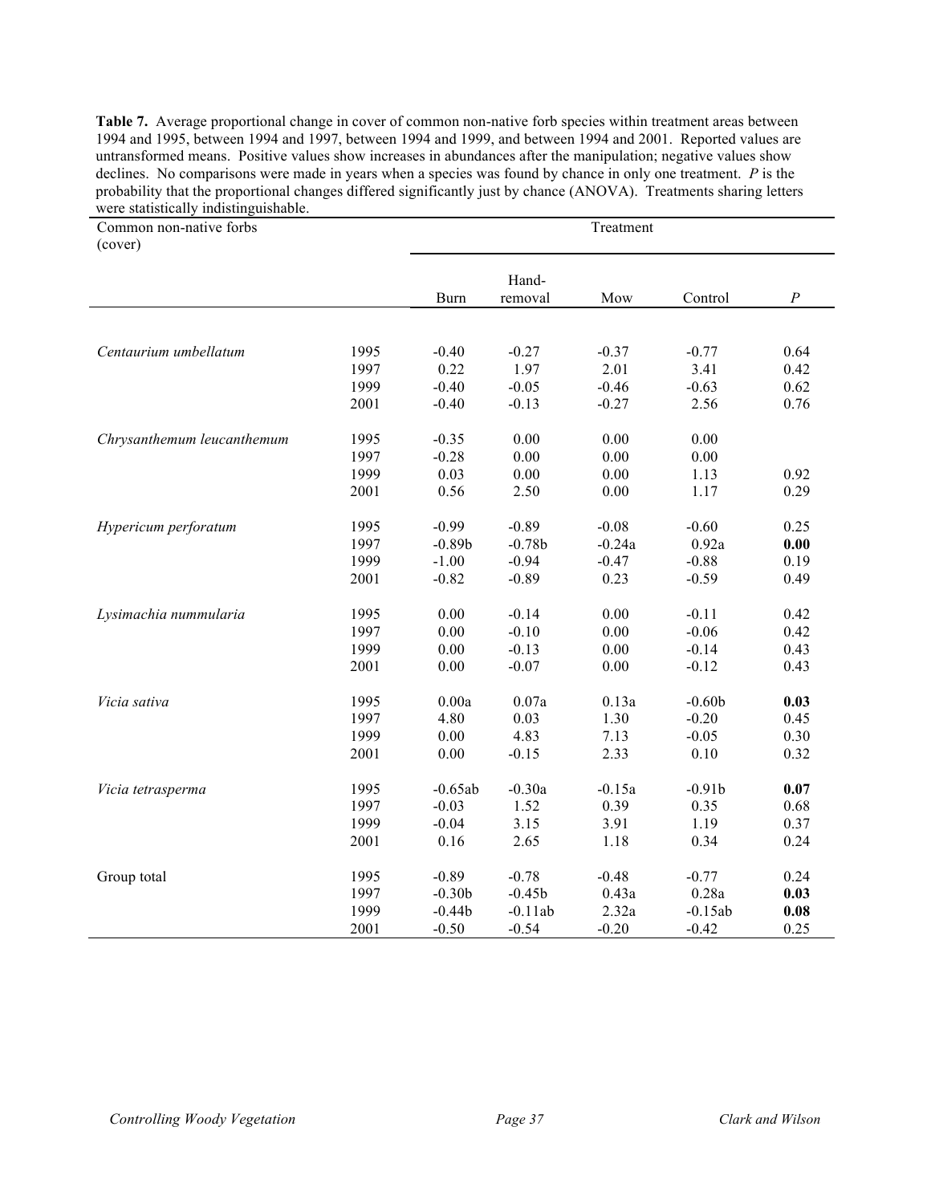**Table 7.** Average proportional change in cover of common non-native forb species within treatment areas between 1994 and 1995, between 1994 and 1997, between 1994 and 1999, and between 1994 and 2001. Reported values are untransformed means. Positive values show increases in abundances after the manipulation; negative values show declines. No comparisons were made in years when a species was found by chance in only one treatment. *P* is the probability that the proportional changes differed significantly just by chance (ANOVA). Treatments sharing letters were statistically indistinguishable.

| Common non-native forbs (cover) | | Treatment | | | | |
|---|---|---|---|---|---|---|
| | | Burn | Hand-removal | Mow | Control | *P* |
| *Centaurium umbellatum* | 1995 | -0.40 | -0.27 | -0.37 | -0.77 | 0.64 |
| | 1997 | 0.22 | 1.97 | 2.01 | 3.41 | 0.42 |
| | 1999 | -0.40 | -0.05 | -0.46 | -0.63 | 0.62 |
| | 2001 | -0.40 | -0.13 | -0.27 | 2.56 | 0.76 |
| *Chrysanthemum leucanthemum* | 1995 | -0.35 | 0.00 | 0.00 | 0.00 | |
| | 1997 | -0.28 | 0.00 | 0.00 | 0.00 | |
| | 1999 | 0.03 | 0.00 | 0.00 | 1.13 | 0.92 |
| | 2001 | 0.56 | 2.50 | 0.00 | 1.17 | 0.29 |
| *Hypericum perforatum* | 1995 | -0.99 | -0.89 | -0.08 | -0.60 | 0.25 |
| | 1997 | -0.89b | -0.78b | -0.24a | 0.92a | **0.00** |
| | 1999 | -1.00 | -0.94 | -0.47 | -0.88 | 0.19 |
| | 2001 | -0.82 | -0.89 | 0.23 | -0.59 | 0.49 |
| *Lysimachia nummularia* | 1995 | 0.00 | -0.14 | 0.00 | -0.11 | 0.42 |
| | 1997 | 0.00 | -0.10 | 0.00 | -0.06 | 0.42 |
| | 1999 | 0.00 | -0.13 | 0.00 | -0.14 | 0.43 |
| | 2001 | 0.00 | -0.07 | 0.00 | -0.12 | 0.43 |
| *Vicia sativa* | 1995 | 0.00a | 0.07a | 0.13a | -0.60b | **0.03** |
| | 1997 | 4.80 | 0.03 | 1.30 | -0.20 | 0.45 |
| | 1999 | 0.00 | 4.83 | 7.13 | -0.05 | 0.30 |
| | 2001 | 0.00 | -0.15 | 2.33 | 0.10 | 0.32 |
| *Vicia tetrasperma* | 1995 | -0.65ab | -0.30a | -0.15a | -0.91b | **0.07** |
| | 1997 | -0.03 | 1.52 | 0.39 | 0.35 | 0.68 |
| | 1999 | -0.04 | 3.15 | 3.91 | 1.19 | 0.37 |
| | 2001 | 0.16 | 2.65 | 1.18 | 0.34 | 0.24 |
| Group total | 1995 | -0.89 | -0.78 | -0.48 | -0.77 | 0.24 |
| | 1997 | -0.30b | -0.45b | 0.43a | 0.28a | **0.03** |
| | 1999 | -0.44b | -0.11ab | 2.32a | -0.15ab | **0.08** |
| | 2001 | -0.50 | -0.54 | -0.20 | -0.42 | 0.25 |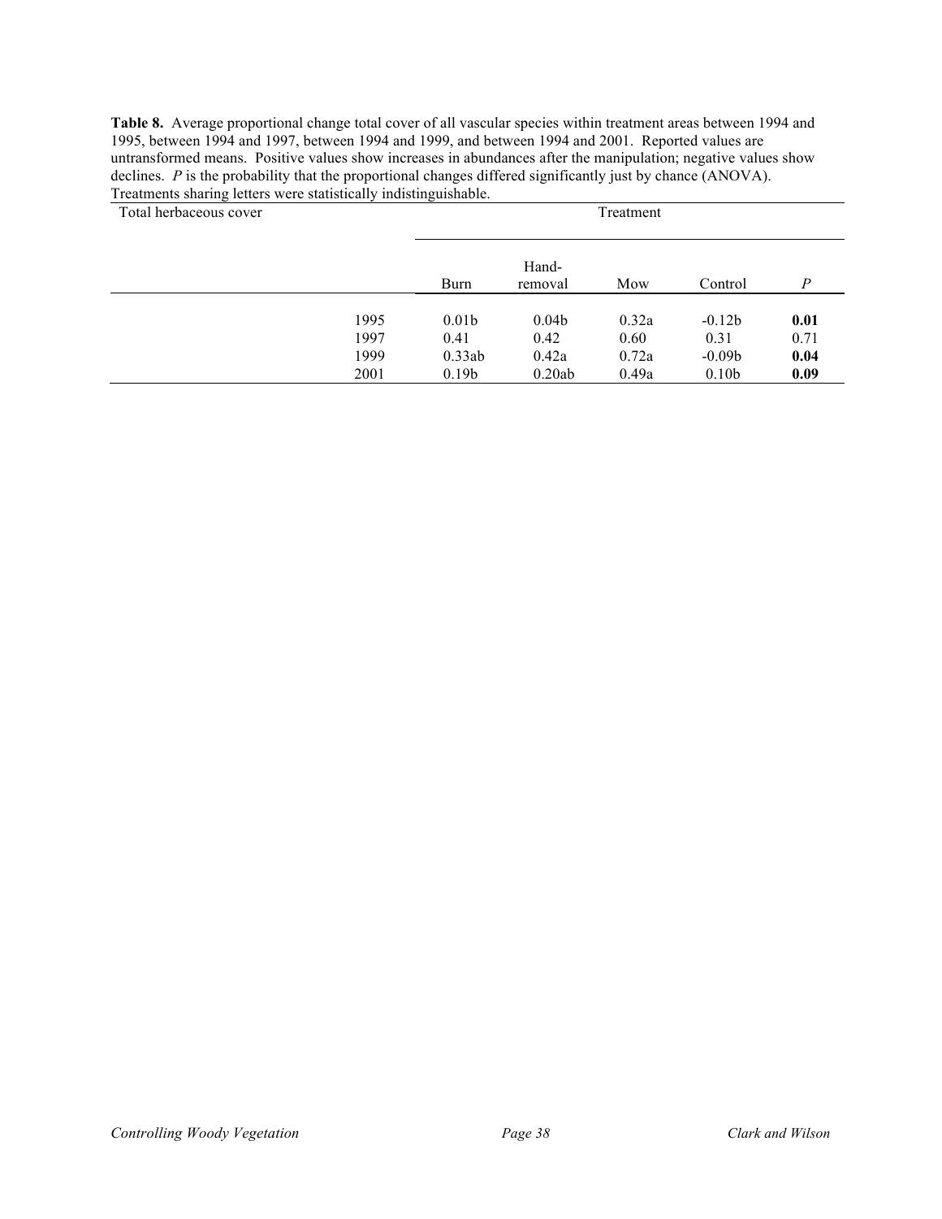**Table 8.** Average proportional change total cover of all vascular species within treatment areas between 1994 and 1995, between 1994 and 1997, between 1994 and 1999, and between 1994 and 2001. Reported values are untransformed means. Positive values show increases in abundances after the manipulation; negative values show declines. *P* is the probability that the proportional changes differed significantly just by chance (ANOVA). Treatments sharing letters were statistically indistinguishable.

| Total herbaceous cover | | Treatment | | | | |
|---|---|---|---|---|---|---|
| | | Burn | Hand-removal | Mow | Control | *P* |
| | 1995 | 0.01b | 0.04b | 0.32a | -0.12b | **0.01** |
| | 1997 | 0.41 | 0.42 | 0.60 | 0.31 | 0.71 |
| | 1999 | 0.33ab | 0.42a | 0.72a | -0.09b | **0.04** |
| | 2001 | 0.19b | 0.20ab | 0.49a | 0.10b | **0.09** |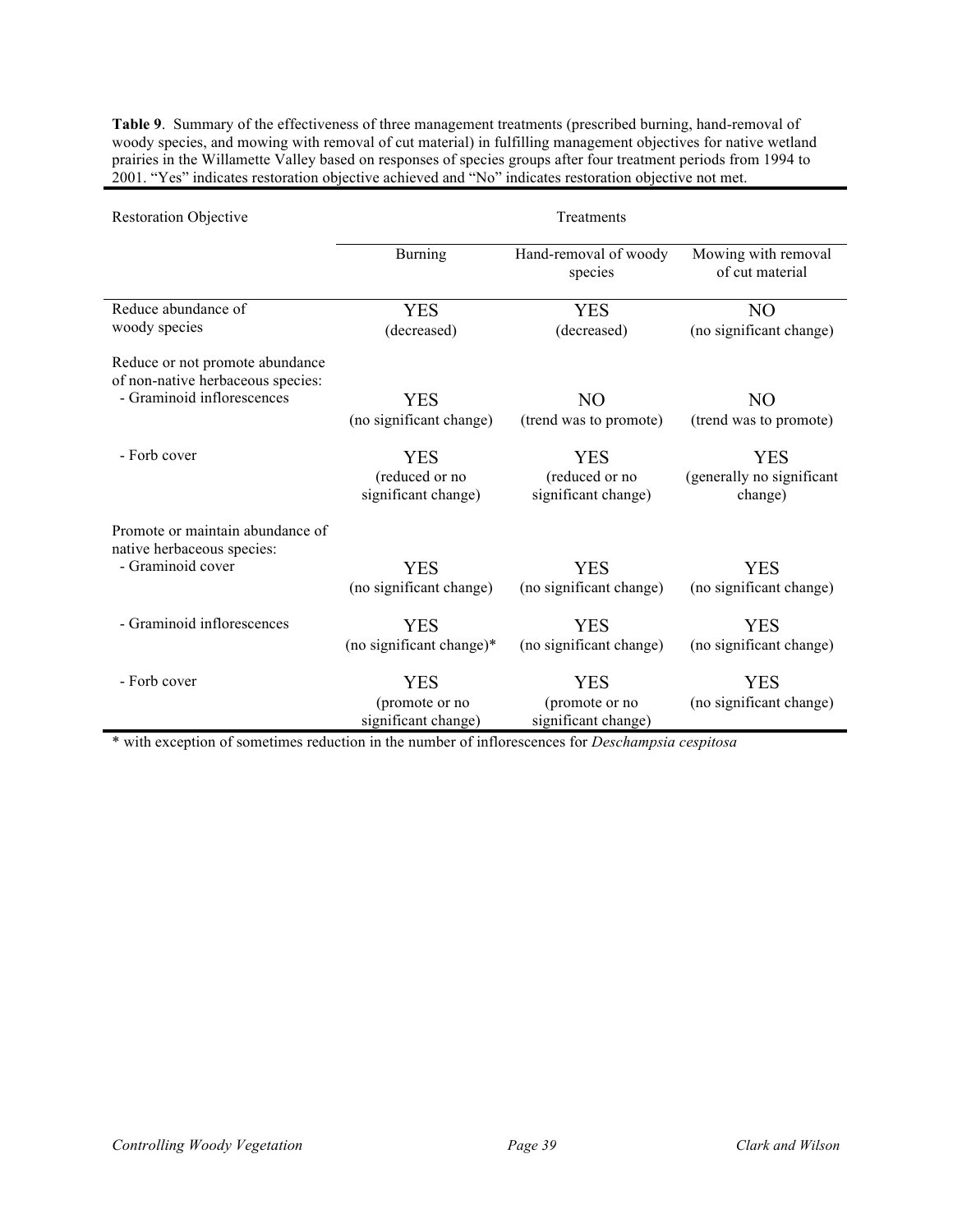**Table 9**. Summary of the effectiveness of three management treatments (prescribed burning, hand-removal of woody species, and mowing with removal of cut material) in fulfilling management objectives for native wetland prairies in the Willamette Valley based on responses of species groups after four treatment periods from 1994 to 2001. "Yes" indicates restoration objective achieved and "No" indicates restoration objective not met.

| Restoration Objective | Treatments | | |
|---|---|---|---|
| | Burning | Hand-removal of woody species | Mowing with removal of cut material |
| Reduce abundance of woody species | YES (decreased) | YES (decreased) | NO (no significant change) |
| Reduce or not promote abundance of non-native herbaceous species: | | | |
| - Graminoid inflorescences | YES (no significant change) | NO (trend was to promote) | NO (trend was to promote) |
| - Forb cover | YES (reduced or no significant change) | YES (reduced or no significant change) | YES (generally no significant change) |
| Promote or maintain abundance of native herbaceous species: | | | |
| - Graminoid cover | YES (no significant change) | YES (no significant change) | YES (no significant change) |
| - Graminoid inflorescences | YES (no significant change)* | YES (no significant change) | YES (no significant change) |
| - Forb cover | YES (promote or no significant change) | YES (promote or no significant change) | YES (no significant change) |

\* with exception of sometimes reduction in the number of inflorescences for *Deschampsia cespitosa*